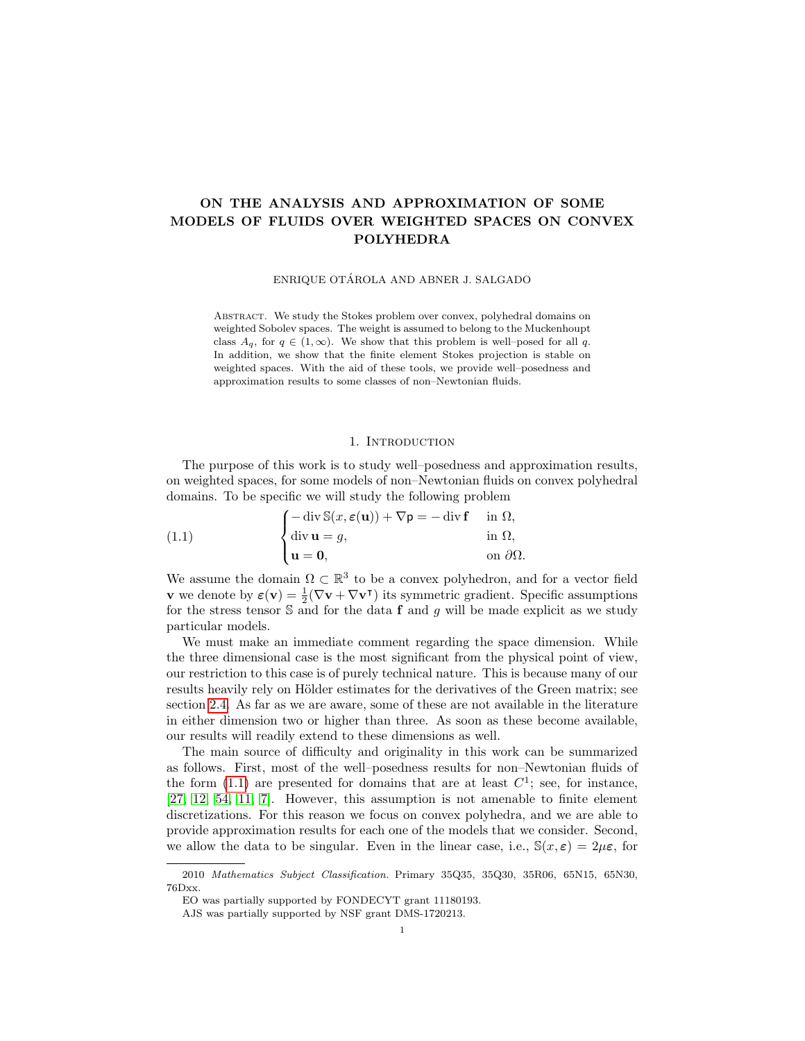# ON THE ANALYSIS AND APPROXIMATION OF SOME MODELS OF FLUIDS OVER WEIGHTED SPACES ON CONVEX POLYHEDRA

ENRIQUE OTÁROLA AND ABNER J. SALGADO

Abstract. We study the Stokes problem over convex, polyhedral domains on weighted Sobolev spaces. The weight is assumed to belong to the Muckenhoupt class $A_q$, for $q \in (1, \infty)$. We show that this problem is well–posed for all $q$. In addition, we show that the finite element Stokes projection is stable on weighted spaces. With the aid of these tools, we provide well–posedness and approximation results to some classes of non–Newtonian fluids.

## 1. Introduction

The purpose of this work is to study well–posedness and approximation results, on weighted spaces, for some models of non–Newtonian fluids on convex polyhedral domains. To be specific we will study the following problem

$$
\begin{cases}
-\operatorname{div} \mathbb{S}(x, \boldsymbol{\varepsilon}(\mathbf{u})) + \nabla \mathsf{p} = -\operatorname{div} \mathbf{f} & \text{in } \Omega, \\
\operatorname{div} \mathbf{u} = g, & \text{in } \Omega, \\
\mathbf{u} = \mathbf{0}, & \text{on } \partial\Omega.
\end{cases}
\tag{1.1}
$$

We assume the domain $\Omega \subset \mathbb{R}^3$ to be a convex polyhedron, and for a vector field $\mathbf{v}$ we denote by $\boldsymbol{\varepsilon}(\mathbf{v}) = \frac{1}{2}(\nabla \mathbf{v} + \nabla \mathbf{v}^\intercal)$ its symmetric gradient. Specific assumptions for the stress tensor $\mathbb{S}$ and for the data $\mathbf{f}$ and $g$ will be made explicit as we study particular models.

We must make an immediate comment regarding the space dimension. While the three dimensional case is the most significant from the physical point of view, our restriction to this case is of purely technical nature. This is because many of our results heavily rely on Hölder estimates for the derivatives of the Green matrix; see section 2.4. As far as we are aware, some of these are not available in the literature in either dimension two or higher than three. As soon as these become available, our results will readily extend to these dimensions as well.

The main source of difficulty and originality in this work can be summarized as follows. First, most of the well–posedness results for non–Newtonian fluids of the form (1.1) are presented for domains that are at least $C^1$; see, for instance, [27, 12, 54, 11, 7]. However, this assumption is not amenable to finite element discretizations. For this reason we focus on convex polyhedra, and we are able to provide approximation results for each one of the models that we consider. Second, we allow the data to be singular. Even in the linear case, i.e., $\mathbb{S}(x, \boldsymbol{\varepsilon}) = 2\mu\boldsymbol{\varepsilon}$, for

---

2010 *Mathematics Subject Classification.* Primary 35Q35, 35Q30, 35R06, 65N15, 65N30, 76Dxx.

EO was partially supported by FONDECYT grant 11180193.

AJS was partially supported by NSF grant DMS-1720213.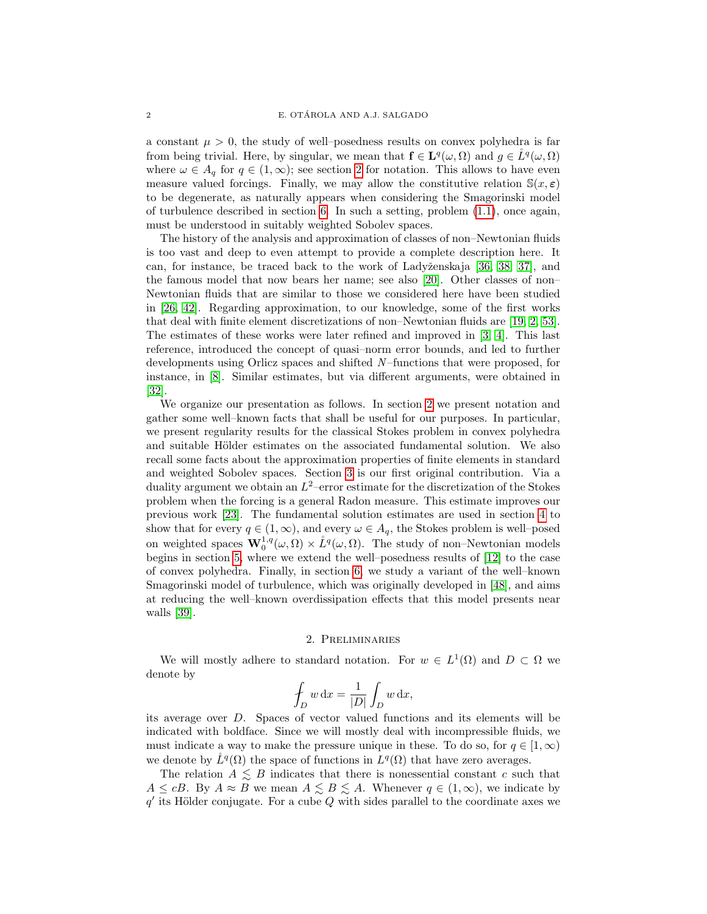a constant $\mu > 0$, the study of well–posedness results on convex polyhedra is far from being trivial. Here, by singular, we mean that $\mathbf{f} \in \mathbf{L}^q(\omega, \Omega)$ and $g \in \mathring{L}^q(\omega, \Omega)$ where $\omega \in A_q$ for $q \in (1, \infty)$; see section 2 for notation. This allows to have even measure valued forcings. Finally, we may allow the constitutive relation $\mathbb{S}(x, \boldsymbol{\varepsilon})$ to be degenerate, as naturally appears when considering the Smagorinski model of turbulence described in section 6. In such a setting, problem (1.1), once again, must be understood in suitably weighted Sobolev spaces.

The history of the analysis and approximation of classes of non–Newtonian fluids is too vast and deep to even attempt to provide a complete description here. It can, for instance, be traced back to the work of Ladyženskaja [36, 38, 37], and the famous model that now bears her name; see also [20]. Other classes of non–Newtonian fluids that are similar to those we considered here have been studied in [26, 42]. Regarding approximation, to our knowledge, some of the first works that deal with finite element discretizations of non–Newtonian fluids are [19, 2, 53]. The estimates of these works were later refined and improved in [3, 4]. This last reference, introduced the concept of quasi–norm error bounds, and led to further developments using Orlicz spaces and shifted $N$–functions that were proposed, for instance, in [8]. Similar estimates, but via different arguments, were obtained in [32].

We organize our presentation as follows. In section 2 we present notation and gather some well–known facts that shall be useful for our purposes. In particular, we present regularity results for the classical Stokes problem in convex polyhedra and suitable Hölder estimates on the associated fundamental solution. We also recall some facts about the approximation properties of finite elements in standard and weighted Sobolev spaces. Section 3 is our first original contribution. Via a duality argument we obtain an $L^2$–error estimate for the discretization of the Stokes problem when the forcing is a general Radon measure. This estimate improves our previous work [23]. The fundamental solution estimates are used in section 4 to show that for every $q \in (1, \infty)$, and every $\omega \in A_q$, the Stokes problem is well–posed on weighted spaces $\mathbf{W}^{1,q}_0(\omega, \Omega) \times \mathring{L}^q(\omega, \Omega)$. The study of non–Newtonian models begins in section 5, where we extend the well–posedness results of [12] to the case of convex polyhedra. Finally, in section 6, we study a variant of the well–known Smagorinski model of turbulence, which was originally developed in [48], and aims at reducing the well–known overdissipation effects that this model presents near walls [39].

## 2. Preliminaries

We will mostly adhere to standard notation. For $w \in L^1(\Omega)$ and $D \subset \Omega$ we denote by

$$\fint_D w \, \mathrm{d}x = \frac{1}{|D|} \int_D w \, \mathrm{d}x,$$

its average over $D$. Spaces of vector valued functions and its elements will be indicated with boldface. Since we will mostly deal with incompressible fluids, we must indicate a way to make the pressure unique in these. To do so, for $q \in [1, \infty)$ we denote by $\mathring{L}^q(\Omega)$ the space of functions in $L^q(\Omega)$ that have zero averages.

The relation $A \lesssim B$ indicates that there is nonessential constant $c$ such that $A \leq cB$. By $A \approx B$ we mean $A \lesssim B \lesssim A$. Whenever $q \in (1, \infty)$, we indicate by $q'$ its Hölder conjugate. For a cube $Q$ with sides parallel to the coordinate axes we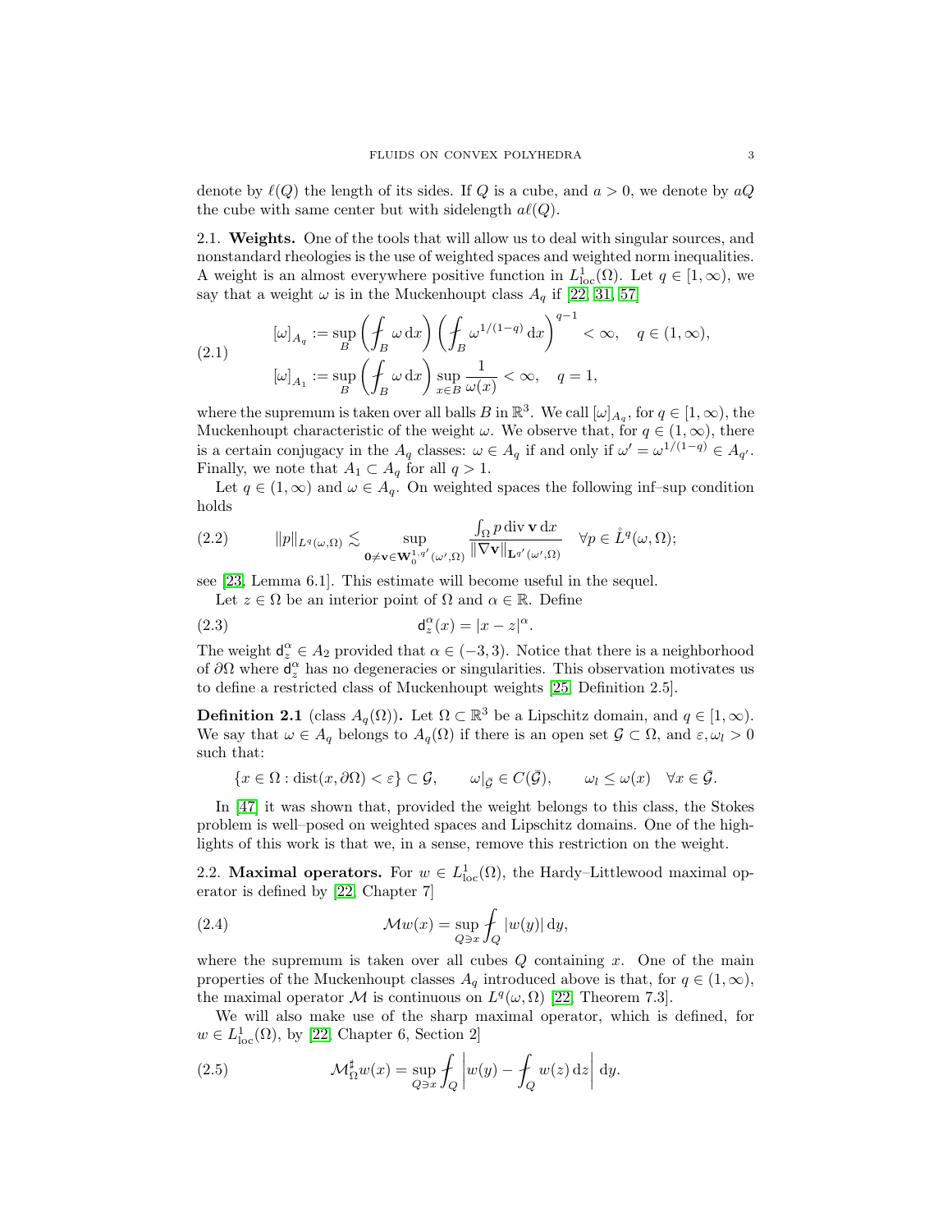denote by $\ell(Q)$ the length of its sides. If $Q$ is a cube, and $a > 0$, we denote by $aQ$ the cube with same center but with sidelength $a\ell(Q)$.

**2.1. Weights.** One of the tools that will allow us to deal with singular sources, and nonstandard rheologies is the use of weighted spaces and weighted norm inequalities. A weight is an almost everywhere positive function in $L^1_{\mathrm{loc}}(\Omega)$. Let $q \in [1, \infty)$, we say that a weight $\omega$ is in the Muckenhoupt class $A_q$ if [22, 31, 57]

$$
\begin{aligned}
[\omega]_{A_q} &:= \sup_B \left( \fint_B \omega \, \mathrm{d}x \right) \left( \fint_B \omega^{1/(1-q)} \, \mathrm{d}x \right)^{q-1} < \infty, \quad q \in (1, \infty), \\
[\omega]_{A_1} &:= \sup_B \left( \fint_B \omega \, \mathrm{d}x \right) \sup_{x \in B} \frac{1}{\omega(x)} < \infty, \quad q = 1,
\end{aligned}
\tag{2.1}
$$

where the supremum is taken over all balls $B$ in $\mathbb{R}^3$. We call $[\omega]_{A_q}$, for $q \in [1, \infty)$, the Muckenhoupt characteristic of the weight $\omega$. We observe that, for $q \in (1, \infty)$, there is a certain conjugacy in the $A_q$ classes: $\omega \in A_q$ if and only if $\omega' = \omega^{1/(1-q)} \in A_{q'}$. Finally, we note that $A_1 \subset A_q$ for all $q > 1$.

Let $q \in (1, \infty)$ and $\omega \in A_q$. On weighted spaces the following inf–sup condition holds

$$
\|p\|_{L^q(\omega,\Omega)} \lesssim \sup_{\mathbf{0} \neq \mathbf{v} \in \mathbf{W}^{1,q'}_0(\omega',\Omega)} \frac{\int_\Omega p \operatorname{div} \mathbf{v} \, \mathrm{d}x}{\|\nabla \mathbf{v}\|_{\mathbf{L}^{q'}(\omega',\Omega)}} \quad \forall p \in \mathring{L}^q(\omega, \Omega);
\tag{2.2}
$$

see [23, Lemma 6.1]. This estimate will become useful in the sequel.

Let $z \in \Omega$ be an interior point of $\Omega$ and $\alpha \in \mathbb{R}$. Define

$$
\mathsf{d}^\alpha_z(x) = |x - z|^\alpha.
\tag{2.3}
$$

The weight $\mathsf{d}^\alpha_z \in A_2$ provided that $\alpha \in (-3, 3)$. Notice that there is a neighborhood of $\partial\Omega$ where $\mathsf{d}^\alpha_z$ has no degeneracies or singularities. This observation motivates us to define a restricted class of Muckenhoupt weights [25, Definition 2.5].

**Definition 2.1** (class $A_q(\Omega)$)**.** Let $\Omega \subset \mathbb{R}^3$ be a Lipschitz domain, and $q \in [1, \infty)$. We say that $\omega \in A_q$ belongs to $A_q(\Omega)$ if there is an open set $\mathcal{G} \subset \Omega$, and $\varepsilon, \omega_l > 0$ such that:

$$
\{x \in \Omega : \operatorname{dist}(x, \partial\Omega) < \varepsilon\} \subset \mathcal{G}, \qquad \omega|_{\bar{\mathcal{G}}} \in C(\bar{\mathcal{G}}), \qquad \omega_l \leq \omega(x) \quad \forall x \in \bar{\mathcal{G}}.
$$

In [47] it was shown that, provided the weight belongs to this class, the Stokes problem is well–posed on weighted spaces and Lipschitz domains. One of the highlights of this work is that we, in a sense, remove this restriction on the weight.

**2.2. Maximal operators.** For $w \in L^1_{\mathrm{loc}}(\Omega)$, the Hardy–Littlewood maximal operator is defined by [22, Chapter 7]

$$
\mathcal{M}w(x) = \sup_{Q \ni x} \fint_Q |w(y)| \, \mathrm{d}y,
\tag{2.4}
$$

where the supremum is taken over all cubes $Q$ containing $x$. One of the main properties of the Muckenhoupt classes $A_q$ introduced above is that, for $q \in (1, \infty)$, the maximal operator $\mathcal{M}$ is continuous on $L^q(\omega, \Omega)$ [22, Theorem 7.3].

We will also make use of the sharp maximal operator, which is defined, for $w \in L^1_{\mathrm{loc}}(\Omega)$, by [22, Chapter 6, Section 2]

$$
\mathcal{M}^\sharp_\Omega w(x) = \sup_{Q \ni x} \fint_Q \left| w(y) - \fint_Q w(z) \, \mathrm{d}z \right| \mathrm{d}y.
\tag{2.5}
$$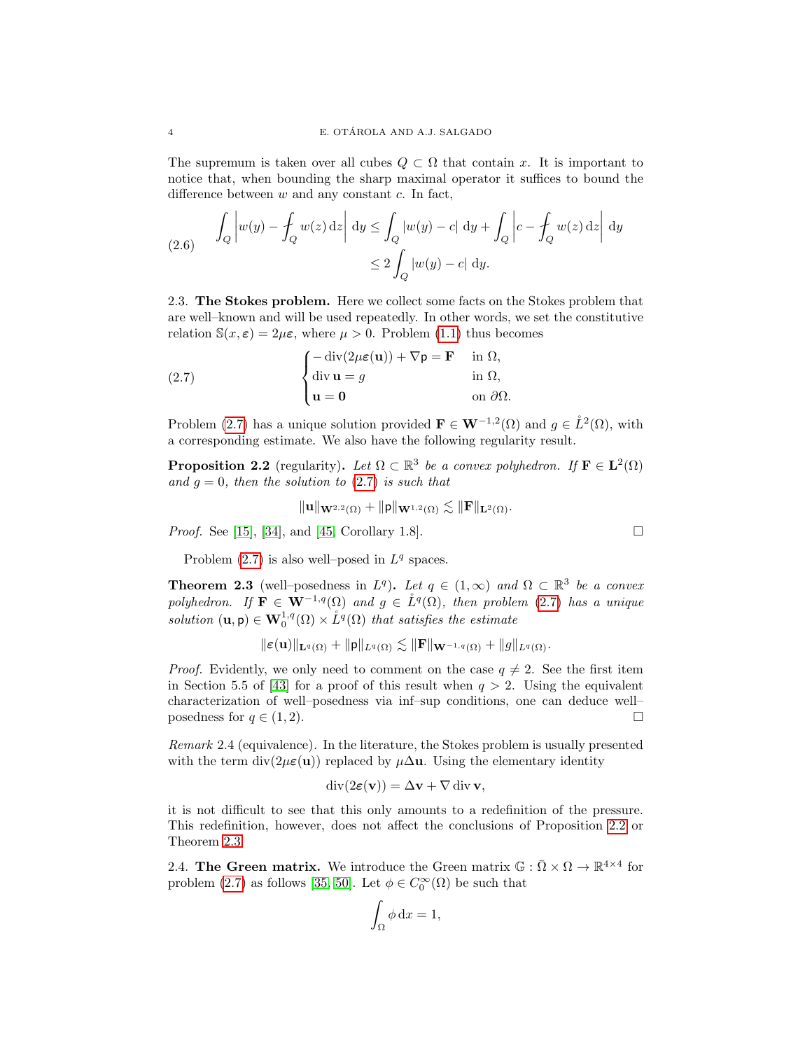The supremum is taken over all cubes $Q \subset \Omega$ that contain $x$. It is important to notice that, when bounding the sharp maximal operator it suffices to bound the difference between $w$ and any constant $c$. In fact,

$$
\begin{aligned}
\int_Q \left| w(y) - \fint_Q w(z)\,\mathrm{d}z \right| \,\mathrm{d}y &\leq \int_Q |w(y) - c| \,\mathrm{d}y + \int_Q \left| c - \fint_Q w(z)\,\mathrm{d}z \right| \,\mathrm{d}y \\
&\leq 2 \int_Q |w(y) - c| \,\mathrm{d}y.
\end{aligned}
\tag{2.6}
$$

**2.3. The Stokes problem.** Here we collect some facts on the Stokes problem that are well–known and will be used repeatedly. In other words, we set the constitutive relation $\mathbb{S}(x, \boldsymbol{\varepsilon}) = 2\mu\boldsymbol{\varepsilon}$, where $\mu > 0$. Problem (1.1) thus becomes

$$
\begin{cases}
-\operatorname{div}(2\mu\boldsymbol{\varepsilon}(\mathbf{u})) + \nabla \mathsf{p} = \mathbf{F} & \text{in } \Omega, \\
\operatorname{div} \mathbf{u} = g & \text{in } \Omega, \\
\mathbf{u} = \mathbf{0} & \text{on } \partial\Omega.
\end{cases}
\tag{2.7}
$$

Problem (2.7) has a unique solution provided $\mathbf{F} \in \mathbf{W}^{-1,2}(\Omega)$ and $g \in \mathring{L}^2(\Omega)$, with a corresponding estimate. We also have the following regularity result.

**Proposition 2.2** (regularity). *Let $\Omega \subset \mathbb{R}^3$ be a convex polyhedron. If $\mathbf{F} \in \mathbf{L}^2(\Omega)$ and $g = 0$, then the solution to (2.7) is such that*

$$
\|\mathbf{u}\|_{\mathbf{W}^{2,2}(\Omega)} + \|\mathsf{p}\|_{\mathbf{W}^{1,2}(\Omega)} \lesssim \|\mathbf{F}\|_{\mathbf{L}^2(\Omega)}.
$$

*Proof.* See [15], [34], and [45, Corollary 1.8]. ◻

Problem (2.7) is also well–posed in $L^q$ spaces.

**Theorem 2.3** (well–posedness in $L^q$). *Let $q \in (1, \infty)$ and $\Omega \subset \mathbb{R}^3$ be a convex polyhedron. If $\mathbf{F} \in \mathbf{W}^{-1,q}(\Omega)$ and $g \in \mathring{L}^q(\Omega)$, then problem (2.7) has a unique solution $(\mathbf{u}, \mathsf{p}) \in \mathbf{W}^{1,q}_0(\Omega) \times \mathring{L}^q(\Omega)$ that satisfies the estimate*

$$
\|\boldsymbol{\varepsilon}(\mathbf{u})\|_{\mathbf{L}^q(\Omega)} + \|\mathsf{p}\|_{L^q(\Omega)} \lesssim \|\mathbf{F}\|_{\mathbf{W}^{-1,q}(\Omega)} + \|g\|_{L^q(\Omega)}.
$$

*Proof.* Evidently, we only need to comment on the case $q \neq 2$. See the first item in Section 5.5 of [43] for a proof of this result when $q > 2$. Using the equivalent characterization of well–posedness via inf–sup conditions, one can deduce well–posedness for $q \in (1, 2)$. ◻

*Remark* 2.4 (equivalence). In the literature, the Stokes problem is usually presented with the term $\operatorname{div}(2\mu\boldsymbol{\varepsilon}(\mathbf{u}))$ replaced by $\mu\Delta\mathbf{u}$. Using the elementary identity

$$
\operatorname{div}(2\boldsymbol{\varepsilon}(\mathbf{v})) = \Delta\mathbf{v} + \nabla \operatorname{div} \mathbf{v},
$$

it is not difficult to see that this only amounts to a redefinition of the pressure. This redefinition, however, does not affect the conclusions of Proposition 2.2 or Theorem 2.3.

**2.4. The Green matrix.** We introduce the Green matrix $\mathbb{G} : \bar{\Omega} \times \Omega \to \mathbb{R}^{4\times 4}$ for problem (2.7) as follows [35, 50]. Let $\phi \in C^\infty_0(\Omega)$ be such that

$$
\int_\Omega \phi \,\mathrm{d}x = 1,
$$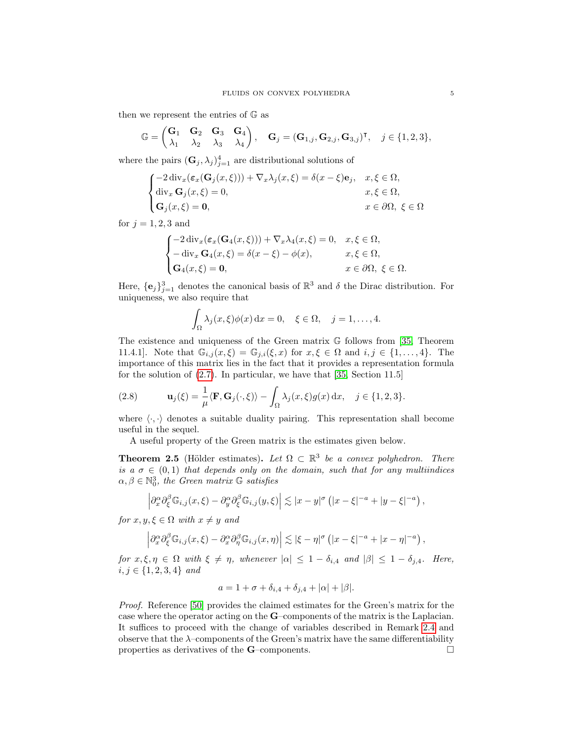then we represent the entries of $\mathbb{G}$ as

$$\mathbb{G} = \begin{pmatrix} \mathbf{G}_1 & \mathbf{G}_2 & \mathbf{G}_3 & \mathbf{G}_4 \\ \lambda_1 & \lambda_2 & \lambda_3 & \lambda_4 \end{pmatrix}, \quad \mathbf{G}_j = (\mathbf{G}_{1,j}, \mathbf{G}_{2,j}, \mathbf{G}_{3,j})^\intercal, \quad j \in \{1,2,3\},$$

where the pairs $(\mathbf{G}_j, \lambda_j)_{j=1}^4$ are distributional solutions of

$$\begin{cases} -2\operatorname{div}_x(\boldsymbol{\varepsilon}_x(\mathbf{G}_j(x,\xi))) + \nabla_x \lambda_j(x,\xi) = \delta(x-\xi)\mathbf{e}_j, & x,\xi \in \Omega, \\ \operatorname{div}_x \mathbf{G}_j(x,\xi) = 0, & x,\xi \in \Omega, \\ \mathbf{G}_j(x,\xi) = \mathbf{0}, & x \in \partial\Omega,\ \xi \in \Omega \end{cases}$$

for $j = 1,2,3$ and

$$\begin{cases} -2\operatorname{div}_x(\boldsymbol{\varepsilon}_x(\mathbf{G}_4(x,\xi))) + \nabla_x \lambda_4(x,\xi) = 0, & x,\xi \in \Omega, \\ -\operatorname{div}_x \mathbf{G}_4(x,\xi) = \delta(x-\xi) - \phi(x), & x,\xi \in \Omega, \\ \mathbf{G}_4(x,\xi) = \mathbf{0}, & x \in \partial\Omega,\ \xi \in \Omega. \end{cases}$$

Here, $\{\mathbf{e}_j\}_{j=1}^3$ denotes the canonical basis of $\mathbb{R}^3$ and $\delta$ the Dirac distribution. For uniqueness, we also require that

$$\int_\Omega \lambda_j(x,\xi)\phi(x)\,\mathrm{d}x = 0, \quad \xi \in \Omega, \quad j = 1,\ldots,4.$$

The existence and uniqueness of the Green matrix $\mathbb{G}$ follows from [35, Theorem 11.4.1]. Note that $\mathbb{G}_{i,j}(x,\xi) = \mathbb{G}_{j,i}(\xi,x)$ for $x,\xi \in \Omega$ and $i,j \in \{1,\ldots,4\}$. The importance of this matrix lies in the fact that it provides a representation formula for the solution of (2.7). In particular, we have that [35, Section 11.5]

$$\mathbf{u}_j(\xi) = \frac{1}{\mu}\langle \mathbf{F}, \mathbf{G}_j(\cdot,\xi)\rangle - \int_\Omega \lambda_j(x,\xi)g(x)\,\mathrm{d}x, \quad j \in \{1,2,3\}. \tag{2.8}$$

where $\langle\cdot,\cdot\rangle$ denotes a suitable duality pairing. This representation shall become useful in the sequel.

A useful property of the Green matrix is the estimates given below.

**Theorem 2.5** (Hölder estimates)**.** *Let $\Omega \subset \mathbb{R}^3$ be a convex polyhedron. There is a $\sigma \in (0,1)$ that depends only on the domain, such that for any multiindices $\alpha, \beta \in \mathbb{N}_0^3$, the Green matrix $\mathbb{G}$ satisfies*

$$\left|\partial_x^\alpha \partial_\xi^\beta \mathbb{G}_{i,j}(x,\xi) - \partial_y^\alpha \partial_\xi^\beta \mathbb{G}_{i,j}(y,\xi)\right| \lesssim |x-y|^\sigma \left(|x-\xi|^{-a} + |y-\xi|^{-a}\right),$$

*for $x,y,\xi \in \Omega$ with $x \neq y$ and*

$$\left|\partial_x^\alpha \partial_\xi^\beta \mathbb{G}_{i,j}(x,\xi) - \partial_x^\alpha \partial_\eta^\beta \mathbb{G}_{i,j}(x,\eta)\right| \lesssim |\xi-\eta|^\sigma \left(|x-\xi|^{-a} + |x-\eta|^{-a}\right),$$

*for $x,\xi,\eta \in \Omega$ with $\xi \neq \eta$, whenever $|\alpha| \leq 1 - \delta_{i,4}$ and $|\beta| \leq 1 - \delta_{j,4}$. Here, $i,j \in \{1,2,3,4\}$ and*

$$a = 1 + \sigma + \delta_{i,4} + \delta_{j,4} + |\alpha| + |\beta|.$$

*Proof.* Reference [50] provides the claimed estimates for the Green's matrix for the case where the operator acting on the $\mathbf{G}$–components of the matrix is the Laplacian. It suffices to proceed with the change of variables described in Remark 2.4 and observe that the $\lambda$–components of the Green's matrix have the same differentiability properties as derivatives of the $\mathbf{G}$–components. $\square$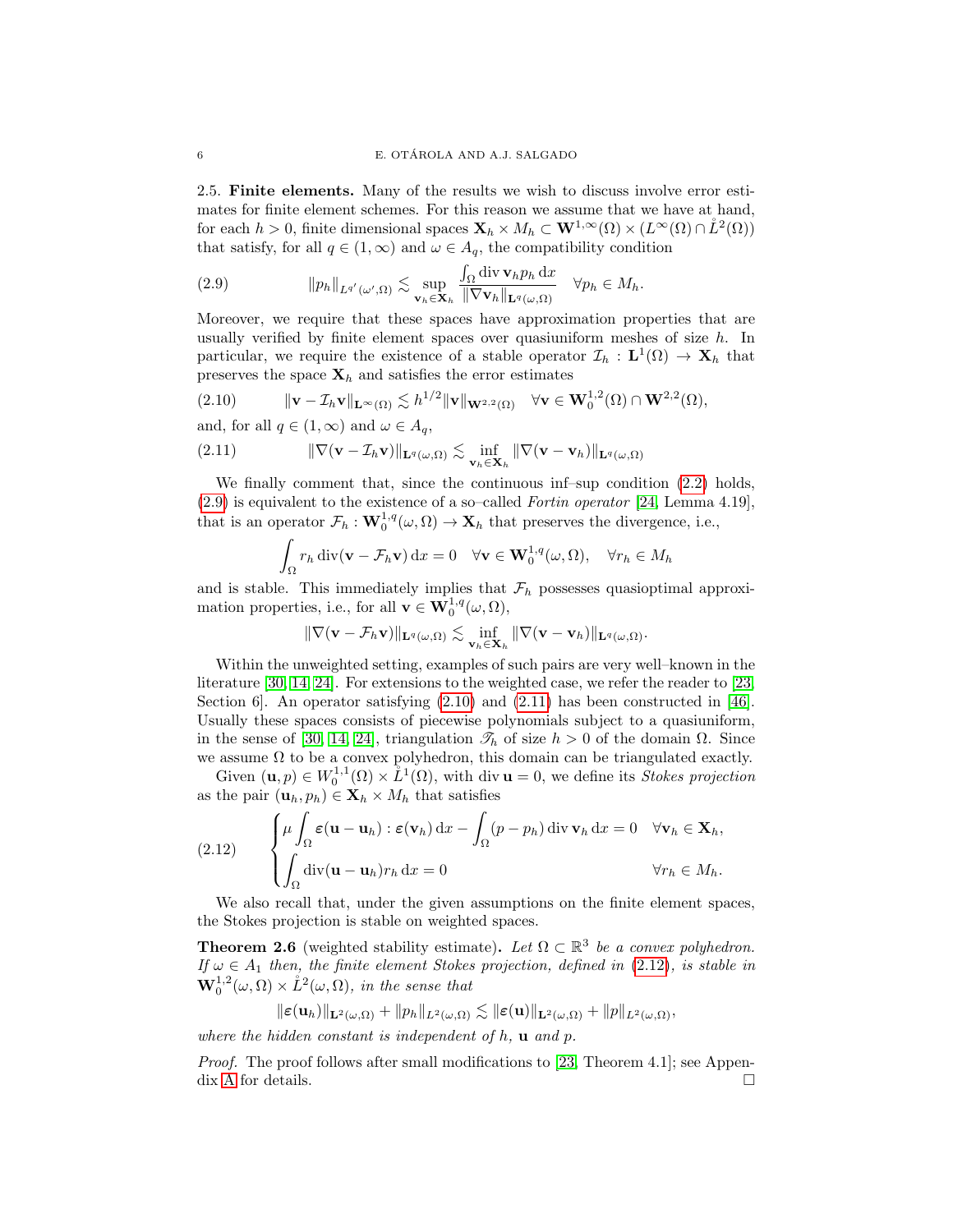2.5. **Finite elements.** Many of the results we wish to discuss involve error estimates for finite element schemes. For this reason we assume that we have at hand, for each $h > 0$, finite dimensional spaces $\mathbf{X}_h \times M_h \subset \mathbf{W}^{1,\infty}(\Omega) \times (L^\infty(\Omega) \cap \mathring{L}^2(\Omega))$ that satisfy, for all $q \in (1, \infty)$ and $\omega \in A_q$, the compatibility condition

$$
\|p_h\|_{L^{q'}(\omega',\Omega)} \lesssim \sup_{\mathbf{v}_h \in \mathbf{X}_h} \frac{\int_\Omega \operatorname{div} \mathbf{v}_h p_h \, \mathrm{d}x}{\|\nabla \mathbf{v}_h\|_{\mathbf{L}^q(\omega,\Omega)}} \quad \forall p_h \in M_h. \tag{2.9}
$$

Moreover, we require that these spaces have approximation properties that are usually verified by finite element spaces over quasiuniform meshes of size $h$. In particular, we require the existence of a stable operator $\mathcal{I}_h : \mathbf{L}^1(\Omega) \to \mathbf{X}_h$ that preserves the space $\mathbf{X}_h$ and satisfies the error estimates

$$
\|\mathbf{v} - \mathcal{I}_h \mathbf{v}\|_{\mathbf{L}^\infty(\Omega)} \lesssim h^{1/2} \|\mathbf{v}\|_{\mathbf{W}^{2,2}(\Omega)} \quad \forall \mathbf{v} \in \mathbf{W}_0^{1,2}(\Omega) \cap \mathbf{W}^{2,2}(\Omega), \tag{2.10}
$$

and, for all $q \in (1, \infty)$ and $\omega \in A_q$,

$$
\|\nabla(\mathbf{v} - \mathcal{I}_h \mathbf{v})\|_{\mathbf{L}^q(\omega,\Omega)} \lesssim \inf_{\mathbf{v}_h \in \mathbf{X}_h} \|\nabla(\mathbf{v} - \mathbf{v}_h)\|_{\mathbf{L}^q(\omega,\Omega)} \tag{2.11}
$$

We finally comment that, since the continuous inf–sup condition (2.2) holds, (2.9) is equivalent to the existence of a so–called *Fortin operator* [24, Lemma 4.19], that is an operator $\mathcal{F}_h : \mathbf{W}_0^{1,q}(\omega, \Omega) \to \mathbf{X}_h$ that preserves the divergence, i.e.,

$$
\int_\Omega r_h \operatorname{div}(\mathbf{v} - \mathcal{F}_h \mathbf{v}) \, \mathrm{d}x = 0 \quad \forall \mathbf{v} \in \mathbf{W}_0^{1,q}(\omega, \Omega), \quad \forall r_h \in M_h
$$

and is stable. This immediately implies that $\mathcal{F}_h$ possesses quasioptimal approximation properties, i.e., for all $\mathbf{v} \in \mathbf{W}_0^{1,q}(\omega, \Omega)$,

$$
\|\nabla(\mathbf{v} - \mathcal{F}_h \mathbf{v})\|_{\mathbf{L}^q(\omega,\Omega)} \lesssim \inf_{\mathbf{v}_h \in \mathbf{X}_h} \|\nabla(\mathbf{v} - \mathbf{v}_h)\|_{\mathbf{L}^q(\omega,\Omega)}.
$$

Within the unweighted setting, examples of such pairs are very well–known in the literature [30, 14, 24]. For extensions to the weighted case, we refer the reader to [23, Section 6]. An operator satisfying (2.10) and (2.11) has been constructed in [46]. Usually these spaces consists of piecewise polynomials subject to a quasiuniform, in the sense of [30, 14, 24], triangulation $\mathscr{T}_h$ of size $h > 0$ of the domain $\Omega$. Since we assume $\Omega$ to be a convex polyhedron, this domain can be triangulated exactly.

Given $(\mathbf{u}, p) \in W_0^{1,1}(\Omega) \times \mathring{L}^1(\Omega)$, with $\operatorname{div} \mathbf{u} = 0$, we define its *Stokes projection* as the pair $(\mathbf{u}_h, p_h) \in \mathbf{X}_h \times M_h$ that satisfies

$$
\begin{cases}
\mu \displaystyle\int_\Omega \boldsymbol{\varepsilon}(\mathbf{u} - \mathbf{u}_h) : \boldsymbol{\varepsilon}(\mathbf{v}_h) \, \mathrm{d}x - \int_\Omega (p - p_h) \operatorname{div} \mathbf{v}_h \, \mathrm{d}x = 0 & \forall \mathbf{v}_h \in \mathbf{X}_h, \\
\displaystyle\int_\Omega \operatorname{div}(\mathbf{u} - \mathbf{u}_h) r_h \, \mathrm{d}x = 0 & \forall r_h \in M_h.
\end{cases} \tag{2.12}
$$

We also recall that, under the given assumptions on the finite element spaces, the Stokes projection is stable on weighted spaces.

**Theorem 2.6** (weighted stability estimate). *Let $\Omega \subset \mathbb{R}^3$ be a convex polyhedron. If $\omega \in A_1$ then, the finite element Stokes projection, defined in (2.12), is stable in $\mathbf{W}_0^{1,2}(\omega, \Omega) \times \mathring{L}^2(\omega, \Omega)$, in the sense that*

$$
\|\boldsymbol{\varepsilon}(\mathbf{u}_h)\|_{\mathbf{L}^2(\omega,\Omega)} + \|p_h\|_{L^2(\omega,\Omega)} \lesssim \|\boldsymbol{\varepsilon}(\mathbf{u})\|_{\mathbf{L}^2(\omega,\Omega)} + \|p\|_{L^2(\omega,\Omega)},
$$

*where the hidden constant is independent of $h$, $\mathbf{u}$ and $p$.*

*Proof.* The proof follows after small modifications to [23, Theorem 4.1]; see Appendix A for details. □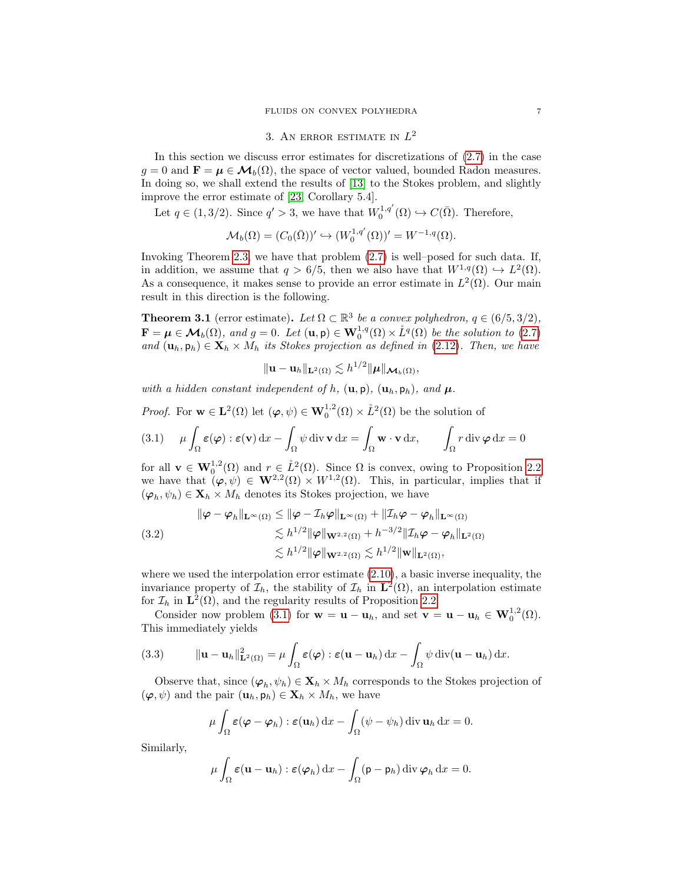## 3. An error estimate in $L^2$

In this section we discuss error estimates for discretizations of (2.7) in the case $g = 0$ and $\mathbf{F} = \boldsymbol{\mu} \in \boldsymbol{\mathcal{M}}_b(\Omega)$, the space of vector valued, bounded Radon measures. In doing so, we shall extend the results of [13] to the Stokes problem, and slightly improve the error estimate of [23, Corollary 5.4].

Let $q \in (1, 3/2)$. Since $q' > 3$, we have that $W_0^{1,q'}(\Omega) \hookrightarrow C(\bar{\Omega})$. Therefore,

$$\mathcal{M}_b(\Omega) = (C_0(\bar{\Omega}))' \hookrightarrow (W_0^{1,q'}(\Omega))' = W^{-1,q}(\Omega).$$

Invoking Theorem 2.3, we have that problem (2.7) is well–posed for such data. If, in addition, we assume that $q > 6/5$, then we also have that $W^{1,q}(\Omega) \hookrightarrow L^2(\Omega)$. As a consequence, it makes sense to provide an error estimate in $L^2(\Omega)$. Our main result in this direction is the following.

**Theorem 3.1** (error estimate)**.** *Let $\Omega \subset \mathbb{R}^3$ be a convex polyhedron, $q \in (6/5, 3/2)$, $\mathbf{F} = \boldsymbol{\mu} \in \boldsymbol{\mathcal{M}}_b(\Omega)$, and $g = 0$. Let $(\mathbf{u}, \mathsf{p}) \in \mathbf{W}_0^{1,q}(\Omega) \times \mathring{L}^q(\Omega)$ be the solution to (2.7) and $(\mathbf{u}_h, \mathsf{p}_h) \in \mathbf{X}_h \times M_h$ its Stokes projection as defined in (2.12). Then, we have*

$$\|\mathbf{u} - \mathbf{u}_h\|_{\mathbf{L}^2(\Omega)} \lesssim h^{1/2} \|\boldsymbol{\mu}\|_{\boldsymbol{\mathcal{M}}_b(\Omega)},$$

*with a hidden constant independent of $h$, $(\mathbf{u}, \mathsf{p})$, $(\mathbf{u}_h, \mathsf{p}_h)$, and $\boldsymbol{\mu}$.*

*Proof.* For $\mathbf{w} \in \mathbf{L}^2(\Omega)$ let $(\boldsymbol{\varphi}, \psi) \in \mathbf{W}_0^{1,2}(\Omega) \times \mathring{L}^2(\Omega)$ be the solution of

$$\mu \int_\Omega \boldsymbol{\varepsilon}(\boldsymbol{\varphi}) : \boldsymbol{\varepsilon}(\mathbf{v}) \, \mathrm{d}x - \int_\Omega \psi \operatorname{div} \mathbf{v} \, \mathrm{d}x = \int_\Omega \mathbf{w} \cdot \mathbf{v} \, \mathrm{d}x, \qquad \int_\Omega r \operatorname{div} \boldsymbol{\varphi} \, \mathrm{d}x = 0 \tag{3.1}$$

for all $\mathbf{v} \in \mathbf{W}_0^{1,2}(\Omega)$ and $r \in \mathring{L}^2(\Omega)$. Since $\Omega$ is convex, owing to Proposition 2.2 we have that $(\boldsymbol{\varphi}, \psi) \in \mathbf{W}^{2,2}(\Omega) \times W^{1,2}(\Omega)$. This, in particular, implies that if $(\boldsymbol{\varphi}_h, \psi_h) \in \mathbf{X}_h \times M_h$ denotes its Stokes projection, we have

$$\begin{aligned} \|\boldsymbol{\varphi} - \boldsymbol{\varphi}_h\|_{\mathbf{L}^\infty(\Omega)} &\leq \|\boldsymbol{\varphi} - \mathcal{I}_h \boldsymbol{\varphi}\|_{\mathbf{L}^\infty(\Omega)} + \|\mathcal{I}_h \boldsymbol{\varphi} - \boldsymbol{\varphi}_h\|_{\mathbf{L}^\infty(\Omega)} \\ &\lesssim h^{1/2} \|\boldsymbol{\varphi}\|_{\mathbf{W}^{2,2}(\Omega)} + h^{-3/2} \|\mathcal{I}_h \boldsymbol{\varphi} - \boldsymbol{\varphi}_h\|_{\mathbf{L}^2(\Omega)} \\ &\lesssim h^{1/2} \|\boldsymbol{\varphi}\|_{\mathbf{W}^{2,2}(\Omega)} \lesssim h^{1/2} \|\mathbf{w}\|_{\mathbf{L}^2(\Omega)}, \end{aligned} \tag{3.2}$$

where we used the interpolation error estimate (2.10), a basic inverse inequality, the invariance property of $\mathcal{I}_h$, the stability of $\mathcal{I}_h$ in $\mathbf{L}^2(\Omega)$, an interpolation estimate for $\mathcal{I}_h$ in $\mathbf{L}^2(\Omega)$, and the regularity results of Proposition 2.2.

Consider now problem (3.1) for $\mathbf{w} = \mathbf{u} - \mathbf{u}_h$, and set $\mathbf{v} = \mathbf{u} - \mathbf{u}_h \in \mathbf{W}_0^{1,2}(\Omega)$. This immediately yields

$$\|\mathbf{u} - \mathbf{u}_h\|_{\mathbf{L}^2(\Omega)}^2 = \mu \int_\Omega \boldsymbol{\varepsilon}(\boldsymbol{\varphi}) : \boldsymbol{\varepsilon}(\mathbf{u} - \mathbf{u}_h) \, \mathrm{d}x - \int_\Omega \psi \operatorname{div}(\mathbf{u} - \mathbf{u}_h) \, \mathrm{d}x. \tag{3.3}$$

Observe that, since $(\boldsymbol{\varphi}_h, \psi_h) \in \mathbf{X}_h \times M_h$ corresponds to the Stokes projection of $(\boldsymbol{\varphi}, \psi)$ and the pair $(\mathbf{u}_h, \mathsf{p}_h) \in \mathbf{X}_h \times M_h$, we have

$$\mu \int_\Omega \boldsymbol{\varepsilon}(\boldsymbol{\varphi} - \boldsymbol{\varphi}_h) : \boldsymbol{\varepsilon}(\mathbf{u}_h) \, \mathrm{d}x - \int_\Omega (\psi - \psi_h) \operatorname{div} \mathbf{u}_h \, \mathrm{d}x = 0.$$

Similarly,

$$\mu \int_\Omega \boldsymbol{\varepsilon}(\mathbf{u} - \mathbf{u}_h) : \boldsymbol{\varepsilon}(\boldsymbol{\varphi}_h) \, \mathrm{d}x - \int_\Omega (\mathsf{p} - \mathsf{p}_h) \operatorname{div} \boldsymbol{\varphi}_h \, \mathrm{d}x = 0.$$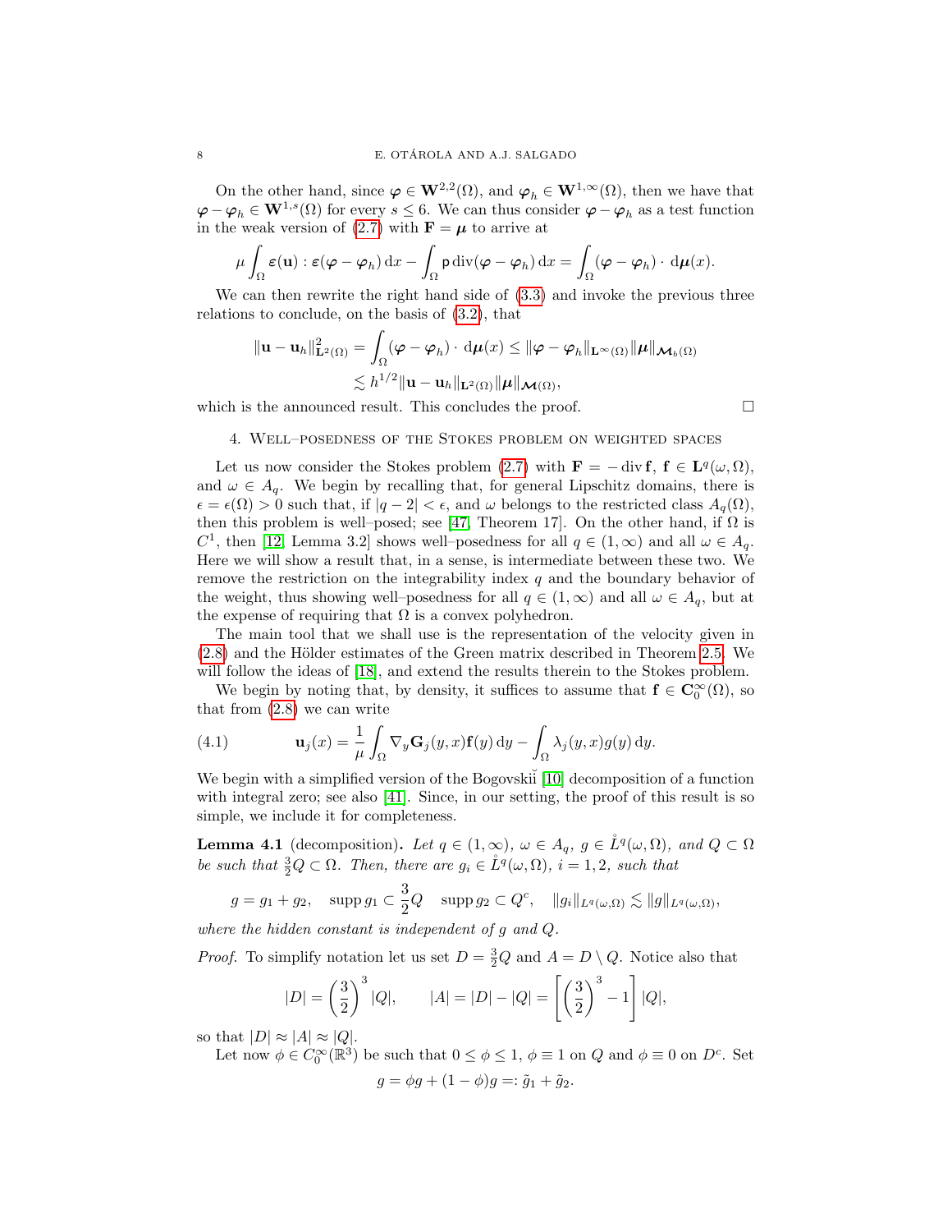On the other hand, since $\boldsymbol{\varphi} \in \mathbf{W}^{2,2}(\Omega)$, and $\boldsymbol{\varphi}_h \in \mathbf{W}^{1,\infty}(\Omega)$, then we have that $\boldsymbol{\varphi} - \boldsymbol{\varphi}_h \in \mathbf{W}^{1,s}(\Omega)$ for every $s \leq 6$. We can thus consider $\boldsymbol{\varphi} - \boldsymbol{\varphi}_h$ as a test function in the weak version of (2.7) with $\mathbf{F} = \boldsymbol{\mu}$ to arrive at

$$\mu \int_\Omega \boldsymbol{\varepsilon}(\mathbf{u}) : \boldsymbol{\varepsilon}(\boldsymbol{\varphi} - \boldsymbol{\varphi}_h) \, \mathrm{d}x - \int_\Omega \mathsf{p} \operatorname{div}(\boldsymbol{\varphi} - \boldsymbol{\varphi}_h) \, \mathrm{d}x = \int_\Omega (\boldsymbol{\varphi} - \boldsymbol{\varphi}_h) \cdot \mathrm{d}\boldsymbol{\mu}(x).$$

We can then rewrite the right hand side of (3.3) and invoke the previous three relations to conclude, on the basis of (3.2), that

$$\begin{aligned}
\|\mathbf{u} - \mathbf{u}_h\|^2_{\mathbf{L}^2(\Omega)} = \int_\Omega (\boldsymbol{\varphi} - \boldsymbol{\varphi}_h) \cdot \mathrm{d}\boldsymbol{\mu}(x) &\leq \|\boldsymbol{\varphi} - \boldsymbol{\varphi}_h\|_{\mathbf{L}^\infty(\Omega)} \|\boldsymbol{\mu}\|_{\boldsymbol{\mathcal{M}}_b(\Omega)} \\
&\lesssim h^{1/2} \|\mathbf{u} - \mathbf{u}_h\|_{\mathbf{L}^2(\Omega)} \|\boldsymbol{\mu}\|_{\boldsymbol{\mathcal{M}}(\Omega)},
\end{aligned}$$

which is the announced result. This concludes the proof. $\square$

## 4. Well–posedness of the Stokes problem on weighted spaces

Let us now consider the Stokes problem (2.7) with $\mathbf{F} = -\operatorname{div} \mathbf{f}$, $\mathbf{f} \in \mathbf{L}^q(\omega, \Omega)$, and $\omega \in A_q$. We begin by recalling that, for general Lipschitz domains, there is $\epsilon = \epsilon(\Omega) > 0$ such that, if $|q - 2| < \epsilon$, and $\omega$ belongs to the restricted class $A_q(\Omega)$, then this problem is well–posed; see [47, Theorem 17]. On the other hand, if $\Omega$ is $C^1$, then [12, Lemma 3.2] shows well–posedness for all $q \in (1, \infty)$ and all $\omega \in A_q$. Here we will show a result that, in a sense, is intermediate between these two. We remove the restriction on the integrability index $q$ and the boundary behavior of the weight, thus showing well–posedness for all $q \in (1, \infty)$ and all $\omega \in A_q$, but at the expense of requiring that $\Omega$ is a convex polyhedron.

The main tool that we shall use is the representation of the velocity given in (2.8) and the Hölder estimates of the Green matrix described in Theorem 2.5. We will follow the ideas of [18], and extend the results therein to the Stokes problem.

We begin by noting that, by density, it suffices to assume that $\mathbf{f} \in \mathbf{C}_0^\infty(\Omega)$, so that from (2.8) we can write

$$\mathbf{u}_j(x) = \frac{1}{\mu} \int_\Omega \nabla_y \mathbf{G}_j(y, x) \mathbf{f}(y) \, \mathrm{d}y - \int_\Omega \lambda_j(y, x) g(y) \, \mathrm{d}y. \tag{4.1}$$

We begin with a simplified version of the Bogovskiĭ [10] decomposition of a function with integral zero; see also [41]. Since, in our setting, the proof of this result is so simple, we include it for completeness.

**Lemma 4.1** (decomposition)**.** *Let $q \in (1, \infty)$, $\omega \in A_q$, $g \in \mathring{L}^q(\omega, \Omega)$, and $Q \subset \Omega$ be such that $\frac{3}{2}Q \subset \Omega$. Then, there are $g_i \in \mathring{L}^q(\omega, \Omega)$, $i = 1, 2$, such that*

$$g = g_1 + g_2, \quad \operatorname{supp} g_1 \subset \frac{3}{2}Q \quad \operatorname{supp} g_2 \subset Q^c, \quad \|g_i\|_{L^q(\omega,\Omega)} \lesssim \|g\|_{L^q(\omega,\Omega)},$$

*where the hidden constant is independent of $g$ and $Q$.*

*Proof.* To simplify notation let us set $D = \frac{3}{2}Q$ and $A = D \setminus Q$. Notice also that

$$|D| = \left(\frac{3}{2}\right)^3 |Q|, \qquad |A| = |D| - |Q| = \left[\left(\frac{3}{2}\right)^3 - 1\right] |Q|,$$

so that $|D| \approx |A| \approx |Q|$.

Let now $\phi \in C_0^\infty(\mathbb{R}^3)$ be such that $0 \leq \phi \leq 1$, $\phi \equiv 1$ on $Q$ and $\phi \equiv 0$ on $D^c$. Set

$$g = \phi g + (1 - \phi) g =: \tilde{g}_1 + \tilde{g}_2.$$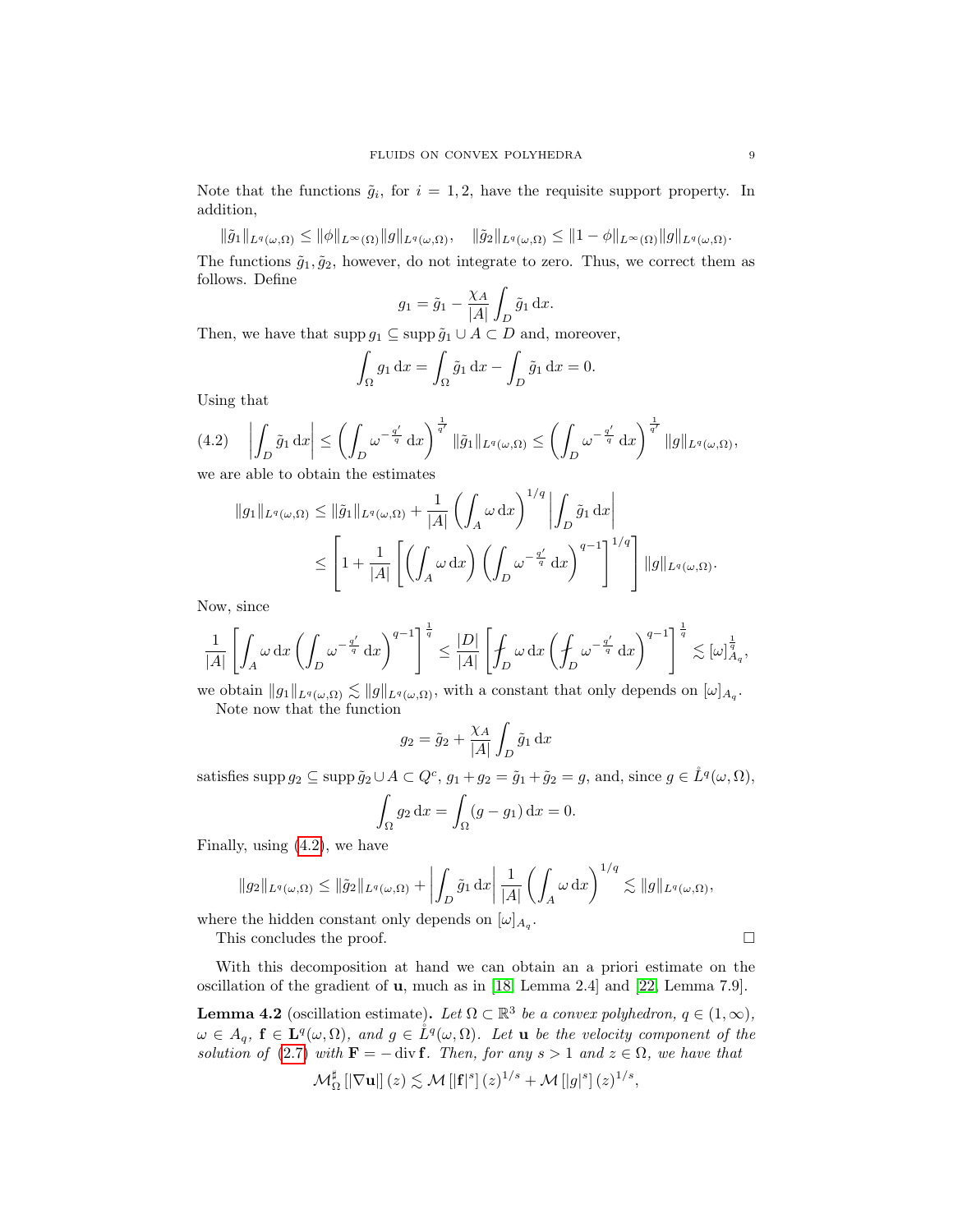Note that the functions $\tilde{g}_i$, for $i = 1, 2$, have the requisite support property. In addition,

$$\|\tilde{g}_1\|_{L^q(\omega,\Omega)} \leq \|\phi\|_{L^\infty(\Omega)} \|g\|_{L^q(\omega,\Omega)}, \quad \|\tilde{g}_2\|_{L^q(\omega,\Omega)} \leq \|1-\phi\|_{L^\infty(\Omega)} \|g\|_{L^q(\omega,\Omega)}.$$

The functions $\tilde{g}_1, \tilde{g}_2$, however, do not integrate to zero. Thus, we correct them as follows. Define

$$g_1 = \tilde{g}_1 - \frac{\chi_A}{|A|} \int_D \tilde{g}_1 \, \mathrm{d}x.$$

Then, we have that $\operatorname{supp} g_1 \subseteq \operatorname{supp} \tilde{g}_1 \cup A \subset D$ and, moreover,

$$\int_\Omega g_1 \, \mathrm{d}x = \int_\Omega \tilde{g}_1 \, \mathrm{d}x - \int_D \tilde{g}_1 \, \mathrm{d}x = 0.$$

Using that

$$\left| \int_D \tilde{g}_1 \, \mathrm{d}x \right| \leq \left( \int_D \omega^{-\frac{q'}{q}} \, \mathrm{d}x \right)^{\frac{1}{q'}} \|\tilde{g}_1\|_{L^q(\omega,\Omega)} \leq \left( \int_D \omega^{-\frac{q'}{q}} \, \mathrm{d}x \right)^{\frac{1}{q'}} \|g\|_{L^q(\omega,\Omega)}, \tag{4.2}$$

we are able to obtain the estimates

$$\begin{aligned} \|g_1\|_{L^q(\omega,\Omega)} &\leq \|\tilde{g}_1\|_{L^q(\omega,\Omega)} + \frac{1}{|A|} \left( \int_A \omega \, \mathrm{d}x \right)^{1/q} \left| \int_D \tilde{g}_1 \, \mathrm{d}x \right| \\ &\leq \left[ 1 + \frac{1}{|A|} \left[ \left( \int_A \omega \, \mathrm{d}x \right) \left( \int_D \omega^{-\frac{q'}{q}} \, \mathrm{d}x \right)^{q-1} \right]^{1/q} \right] \|g\|_{L^q(\omega,\Omega)}. \end{aligned}$$

Now, since

$$\frac{1}{|A|} \left[ \int_A \omega \, \mathrm{d}x \left( \int_D \omega^{-\frac{q'}{q}} \, \mathrm{d}x \right)^{q-1} \right]^{\frac{1}{q}} \leq \frac{|D|}{|A|} \left[ \fint_D \omega \, \mathrm{d}x \left( \fint_D \omega^{-\frac{q'}{q}} \, \mathrm{d}x \right)^{q-1} \right]^{\frac{1}{q}} \lesssim [\omega]_{A_q}^{\frac{1}{q}},$$

we obtain $\|g_1\|_{L^q(\omega,\Omega)} \lesssim \|g\|_{L^q(\omega,\Omega)}$, with a constant that only depends on $[\omega]_{A_q}$.

Note now that the function

$$g_2 = \tilde{g}_2 + \frac{\chi_A}{|A|} \int_D \tilde{g}_1 \, \mathrm{d}x$$

satisfies $\operatorname{supp} g_2 \subseteq \operatorname{supp} \tilde{g}_2 \cup A \subset Q^c$, $g_1 + g_2 = \tilde{g}_1 + \tilde{g}_2 = g$, and, since $g \in \mathring{L}^q(\omega, \Omega)$,

$$\int_\Omega g_2 \, \mathrm{d}x = \int_\Omega (g - g_1) \, \mathrm{d}x = 0.$$

Finally, using (4.2), we have

$$\|g_2\|_{L^q(\omega,\Omega)} \leq \|\tilde{g}_2\|_{L^q(\omega,\Omega)} + \left| \int_D \tilde{g}_1 \, \mathrm{d}x \right| \frac{1}{|A|} \left( \int_A \omega \, \mathrm{d}x \right)^{1/q} \lesssim \|g\|_{L^q(\omega,\Omega)},$$

where the hidden constant only depends on $[\omega]_{A_q}$.

This concludes the proof. $\square$

With this decomposition at hand we can obtain an a priori estimate on the oscillation of the gradient of $\mathbf{u}$, much as in [18, Lemma 2.4] and [22, Lemma 7.9].

**Lemma 4.2** (oscillation estimate)**.** *Let $\Omega \subset \mathbb{R}^3$ be a convex polyhedron, $q \in (1, \infty)$, $\omega \in A_q$, $\mathbf{f} \in \mathbf{L}^q(\omega, \Omega)$, and $g \in \mathring{L}^q(\omega, \Omega)$. Let $\mathbf{u}$ be the velocity component of the solution of (2.7) with $\mathbf{F} = -\operatorname{div} \mathbf{f}$. Then, for any $s > 1$ and $z \in \Omega$, we have that*

$$\mathcal{M}_\Omega^\sharp [|\nabla \mathbf{u}|](z) \lesssim \mathcal{M}[|\mathbf{f}|^s](z)^{1/s} + \mathcal{M}[|g|^s](z)^{1/s},$$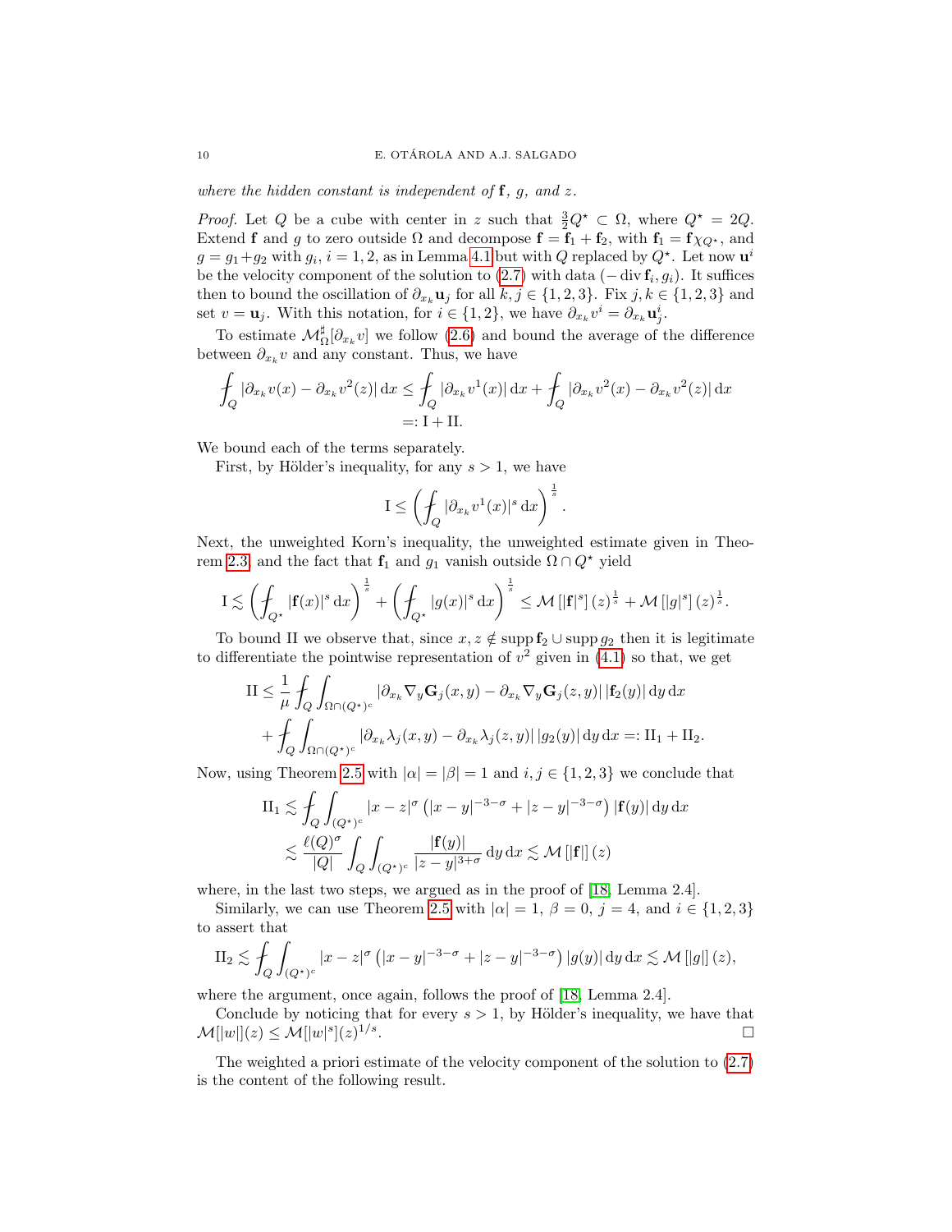*where the hidden constant is independent of* $\mathbf{f}$*,* $g$*, and* $z$*.*

*Proof.* Let $Q$ be a cube with center in $z$ such that $\frac{3}{2}Q^\star \subset \Omega$, where $Q^\star = 2Q$. Extend $\mathbf{f}$ and $g$ to zero outside $\Omega$ and decompose $\mathbf{f} = \mathbf{f}_1 + \mathbf{f}_2$, with $\mathbf{f}_1 = \mathbf{f}\chi_{Q^\star}$, and $g = g_1 + g_2$ with $g_i$, $i = 1, 2$, as in Lemma 4.1 but with $Q$ replaced by $Q^\star$. Let now $\mathbf{u}^i$ be the velocity component of the solution to (2.7) with data $(-\operatorname{div} \mathbf{f}_i, g_i)$. It suffices then to bound the oscillation of $\partial_{x_k}\mathbf{u}_j$ for all $k, j \in \{1, 2, 3\}$. Fix $j, k \in \{1, 2, 3\}$ and set $v = \mathbf{u}_j$. With this notation, for $i \in \{1, 2\}$, we have $\partial_{x_k} v^i = \partial_{x_k}\mathbf{u}^i_j$.

To estimate $\mathcal{M}^\sharp_\Omega[\partial_{x_k} v]$ we follow (2.6) and bound the average of the difference between $\partial_{x_k} v$ and any constant. Thus, we have

$$
\begin{aligned}
\fint_Q |\partial_{x_k} v(x) - \partial_{x_k} v^2(z)| \,\mathrm{d}x &\leq \fint_Q |\partial_{x_k} v^1(x)| \,\mathrm{d}x + \fint_Q |\partial_{x_k} v^2(x) - \partial_{x_k} v^2(z)| \,\mathrm{d}x \\
&=: \mathrm{I} + \mathrm{II}.
\end{aligned}
$$

We bound each of the terms separately.

First, by Hölder's inequality, for any $s > 1$, we have

$$
\mathrm{I} \leq \left( \fint_Q |\partial_{x_k} v^1(x)|^s \,\mathrm{d}x \right)^{\frac{1}{s}}.
$$

Next, the unweighted Korn's inequality, the unweighted estimate given in Theorem 2.3, and the fact that $\mathbf{f}_1$ and $g_1$ vanish outside $\Omega \cap Q^\star$ yield

$$
\mathrm{I} \lesssim \left( \fint_{Q^\star} |\mathbf{f}(x)|^s \,\mathrm{d}x \right)^{\frac{1}{s}} + \left( \fint_{Q^\star} |g(x)|^s \,\mathrm{d}x \right)^{\frac{1}{s}} \leq \mathcal{M}\left[|\mathbf{f}|^s\right](z)^{\frac{1}{s}} + \mathcal{M}\left[|g|^s\right](z)^{\frac{1}{s}}.
$$

To bound II we observe that, since $x, z \notin \operatorname{supp} \mathbf{f}_2 \cup \operatorname{supp} g_2$ then it is legitimate to differentiate the pointwise representation of $v^2$ given in (4.1) so that, we get

$$
\begin{aligned}
\mathrm{II} &\leq \frac{1}{\mu} \fint_Q \int_{\Omega \cap (Q^\star)^c} |\partial_{x_k} \nabla_y \mathbf{G}_j(x, y) - \partial_{x_k} \nabla_y \mathbf{G}_j(z, y)| \, |\mathbf{f}_2(y)| \,\mathrm{d}y \,\mathrm{d}x \\
&\quad + \fint_Q \int_{\Omega \cap (Q^\star)^c} |\partial_{x_k} \lambda_j(x, y) - \partial_{x_k} \lambda_j(z, y)| \, |g_2(y)| \,\mathrm{d}y \,\mathrm{d}x =: \mathrm{II}_1 + \mathrm{II}_2.
\end{aligned}
$$

Now, using Theorem 2.5 with $|\alpha| = |\beta| = 1$ and $i, j \in \{1, 2, 3\}$ we conclude that

$$
\begin{aligned}
\mathrm{II}_1 &\lesssim \fint_Q \int_{(Q^\star)^c} |x - z|^\sigma \left( |x - y|^{-3-\sigma} + |z - y|^{-3-\sigma} \right) |\mathbf{f}(y)| \,\mathrm{d}y \,\mathrm{d}x \\
&\lesssim \frac{\ell(Q)^\sigma}{|Q|} \int_Q \int_{(Q^\star)^c} \frac{|\mathbf{f}(y)|}{|z - y|^{3+\sigma}} \,\mathrm{d}y \,\mathrm{d}x \lesssim \mathcal{M}\left[|\mathbf{f}|\right](z)
\end{aligned}
$$

where, in the last two steps, we argued as in the proof of [18, Lemma 2.4].

Similarly, we can use Theorem 2.5 with $|\alpha| = 1$, $\beta = 0$, $j = 4$, and $i \in \{1, 2, 3\}$ to assert that

$$
\mathrm{II}_2 \lesssim \fint_Q \int_{(Q^\star)^c} |x - z|^\sigma \left( |x - y|^{-3-\sigma} + |z - y|^{-3-\sigma} \right) |g(y)| \,\mathrm{d}y \,\mathrm{d}x \lesssim \mathcal{M}\left[|g|\right](z),
$$

where the argument, once again, follows the proof of [18, Lemma 2.4].

Conclude by noticing that for every $s > 1$, by Hölder's inequality, we have that $\mathcal{M}[|w|](z) \leq \mathcal{M}[|w|^s](z)^{1/s}$. $\square$

The weighted a priori estimate of the velocity component of the solution to (2.7) is the content of the following result.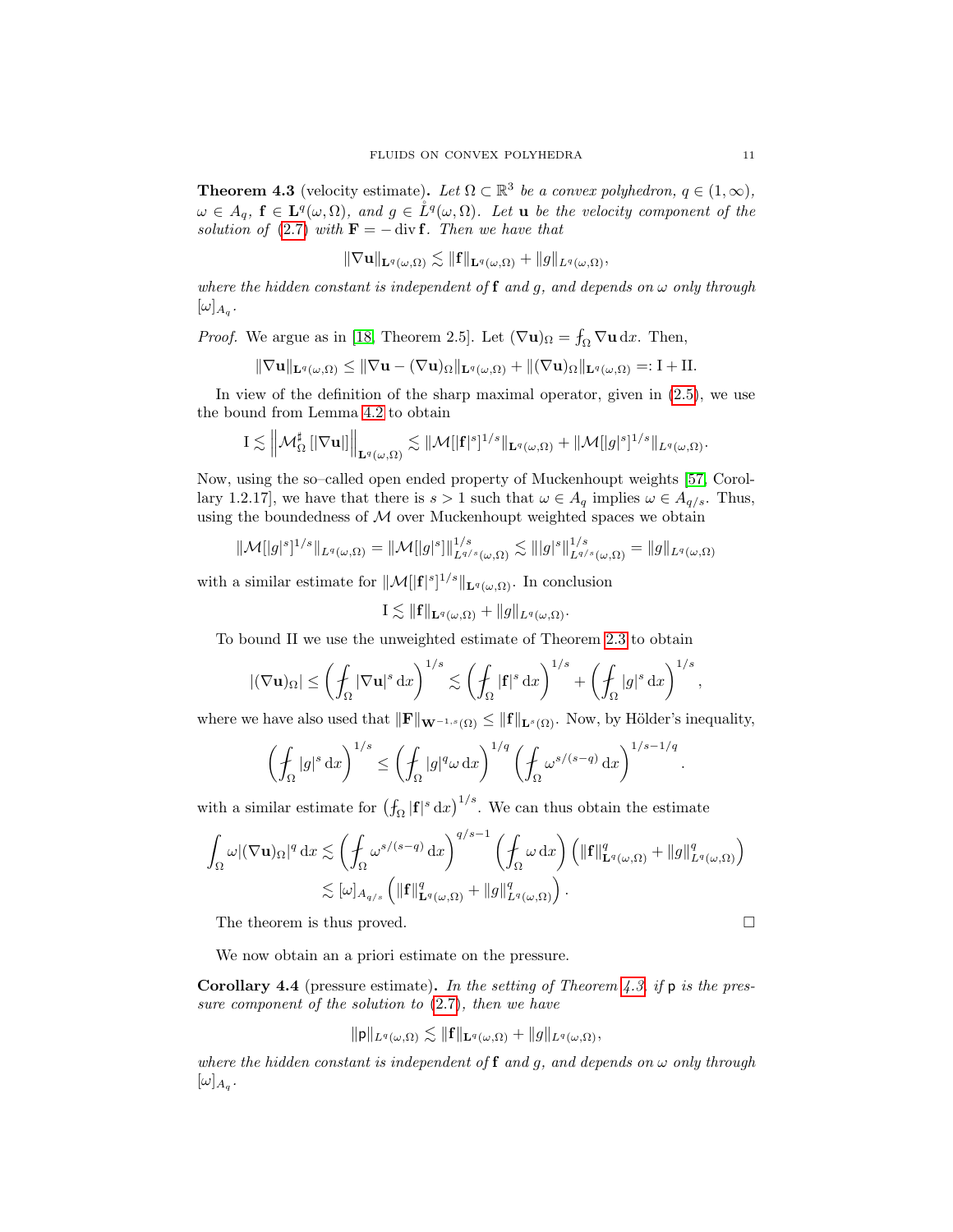**Theorem 4.3** (velocity estimate)**.** *Let $\Omega \subset \mathbb{R}^3$ be a convex polyhedron, $q \in (1,\infty)$, $\omega \in A_q$, $\mathbf{f} \in \mathbf{L}^q(\omega,\Omega)$, and $g \in \mathring{L}^q(\omega,\Omega)$. Let $\mathbf{u}$ be the velocity component of the solution of (2.7) with $\mathbf{F} = -\operatorname{div}\mathbf{f}$. Then we have that*

$$\|\nabla \mathbf{u}\|_{\mathbf{L}^q(\omega,\Omega)} \lesssim \|\mathbf{f}\|_{\mathbf{L}^q(\omega,\Omega)} + \|g\|_{L^q(\omega,\Omega)},$$

*where the hidden constant is independent of $\mathbf{f}$ and $g$, and depends on $\omega$ only through $[\omega]_{A_q}$.*

*Proof.* We argue as in [18, Theorem 2.5]. Let $(\nabla \mathbf{u})_\Omega = \fint_\Omega \nabla \mathbf{u}\,\mathrm{d}x$. Then,

$$\|\nabla \mathbf{u}\|_{\mathbf{L}^q(\omega,\Omega)} \leq \|\nabla \mathbf{u} - (\nabla \mathbf{u})_\Omega\|_{\mathbf{L}^q(\omega,\Omega)} + \|(\nabla \mathbf{u})_\Omega\|_{\mathbf{L}^q(\omega,\Omega)} =: \mathrm{I} + \mathrm{II}.$$

In view of the definition of the sharp maximal operator, given in (2.5), we use the bound from Lemma 4.2 to obtain

$$\mathrm{I} \lesssim \left\| \mathcal{M}_\Omega^\sharp \left[ |\nabla \mathbf{u}| \right] \right\|_{\mathbf{L}^q(\omega,\Omega)} \lesssim \|\mathcal{M}[|\mathbf{f}|^s]^{1/s}\|_{\mathbf{L}^q(\omega,\Omega)} + \|\mathcal{M}[|g|^s]^{1/s}\|_{L^q(\omega,\Omega)}.$$

Now, using the so–called open ended property of Muckenhoupt weights [57, Corollary 1.2.17], we have that there is $s > 1$ such that $\omega \in A_q$ implies $\omega \in A_{q/s}$. Thus, using the boundedness of $\mathcal{M}$ over Muckenhoupt weighted spaces we obtain

$$\|\mathcal{M}[|g|^s]^{1/s}\|_{L^q(\omega,\Omega)} = \|\mathcal{M}[|g|^s]\|_{L^{q/s}(\omega,\Omega)}^{1/s} \lesssim \||g|^s\|_{L^{q/s}(\omega,\Omega)}^{1/s} = \|g\|_{L^q(\omega,\Omega)}$$

with a similar estimate for $\|\mathcal{M}[|\mathbf{f}|^s]^{1/s}\|_{\mathbf{L}^q(\omega,\Omega)}$. In conclusion

$$\mathrm{I} \lesssim \|\mathbf{f}\|_{\mathbf{L}^q(\omega,\Omega)} + \|g\|_{L^q(\omega,\Omega)}.$$

To bound II we use the unweighted estimate of Theorem 2.3 to obtain

$$|(\nabla \mathbf{u})_\Omega| \leq \left( \fint_\Omega |\nabla \mathbf{u}|^s \,\mathrm{d}x \right)^{1/s} \lesssim \left( \fint_\Omega |\mathbf{f}|^s \,\mathrm{d}x \right)^{1/s} + \left( \fint_\Omega |g|^s \,\mathrm{d}x \right)^{1/s},$$

where we have also used that $\|\mathbf{F}\|_{\mathbf{W}^{-1,s}(\Omega)} \leq \|\mathbf{f}\|_{\mathbf{L}^s(\Omega)}$. Now, by Hölder's inequality,

$$\left( \fint_\Omega |g|^s \,\mathrm{d}x \right)^{1/s} \leq \left( \fint_\Omega |g|^q \omega \,\mathrm{d}x \right)^{1/q} \left( \fint_\Omega \omega^{s/(s-q)} \,\mathrm{d}x \right)^{1/s - 1/q}.$$

with a similar estimate for $\left( \fint_\Omega |\mathbf{f}|^s \,\mathrm{d}x \right)^{1/s}$. We can thus obtain the estimate

$$\begin{aligned}
\int_\Omega \omega |(\nabla \mathbf{u})_\Omega|^q \,\mathrm{d}x &\lesssim \left( \fint_\Omega \omega^{s/(s-q)} \,\mathrm{d}x \right)^{q/s-1} \left( \fint_\Omega \omega \,\mathrm{d}x \right) \left( \|\mathbf{f}\|_{\mathbf{L}^q(\omega,\Omega)}^q + \|g\|_{L^q(\omega,\Omega)}^q \right) \\
&\lesssim [\omega]_{A_{q/s}} \left( \|\mathbf{f}\|_{\mathbf{L}^q(\omega,\Omega)}^q + \|g\|_{L^q(\omega,\Omega)}^q \right).
\end{aligned}$$

The theorem is thus proved. $\square$

We now obtain an a priori estimate on the pressure.

**Corollary 4.4** (pressure estimate)**.** *In the setting of Theorem 4.3, if $\mathsf{p}$ is the pressure component of the solution to (2.7), then we have*

$$\|\mathsf{p}\|_{L^q(\omega,\Omega)} \lesssim \|\mathbf{f}\|_{\mathbf{L}^q(\omega,\Omega)} + \|g\|_{L^q(\omega,\Omega)},$$

*where the hidden constant is independent of $\mathbf{f}$ and $g$, and depends on $\omega$ only through $[\omega]_{A_q}$.*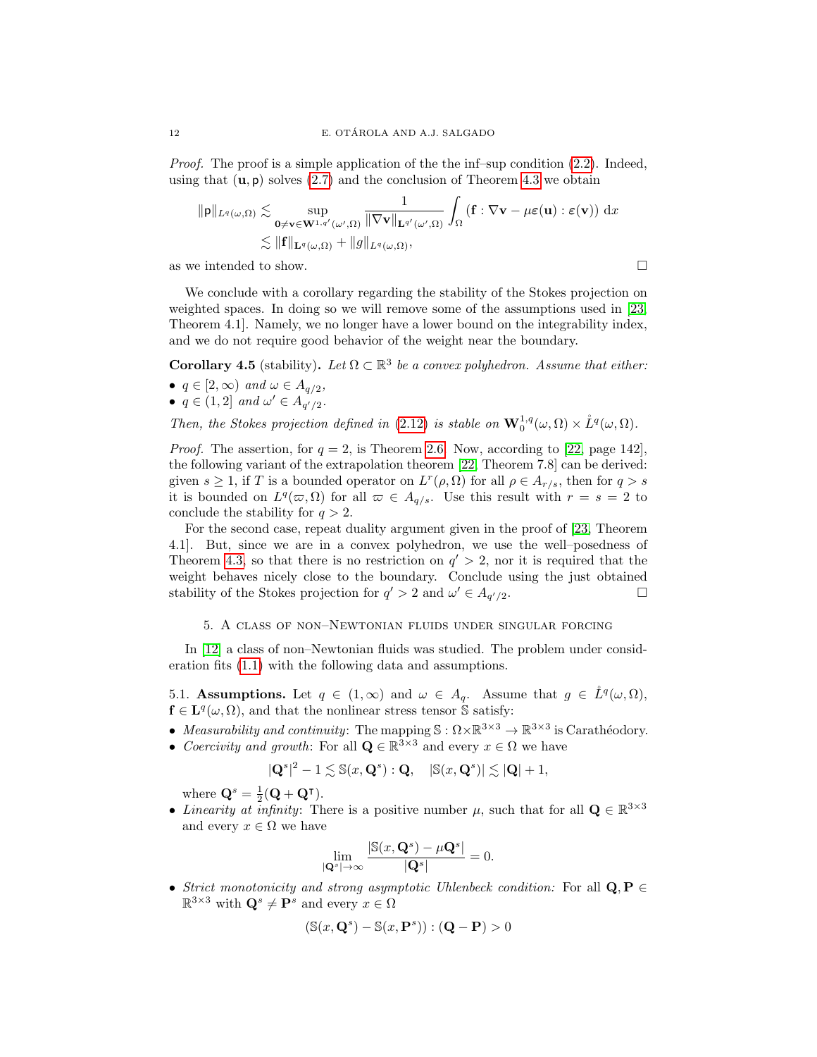*Proof.* The proof is a simple application of the the inf–sup condition (2.2). Indeed, using that $(\mathbf{u}, \mathsf{p})$ solves (2.7) and the conclusion of Theorem 4.3 we obtain

$$
\begin{aligned}
\|\mathsf{p}\|_{L^q(\omega,\Omega)} &\lesssim \sup_{\mathbf{0}\neq\mathbf{v}\in\mathbf{W}^{1,q'}(\omega',\Omega)} \frac{1}{\|\nabla\mathbf{v}\|_{\mathbf{L}^{q'}(\omega',\Omega)}} \int_\Omega \left(\mathbf{f} : \nabla\mathbf{v} - \mu\boldsymbol{\varepsilon}(\mathbf{u}) : \boldsymbol{\varepsilon}(\mathbf{v})\right) \mathrm{d}x \\
&\lesssim \|\mathbf{f}\|_{\mathbf{L}^q(\omega,\Omega)} + \|g\|_{L^q(\omega,\Omega)},
\end{aligned}
$$

as we intended to show. □

We conclude with a corollary regarding the stability of the Stokes projection on weighted spaces. In doing so we will remove some of the assumptions used in [23, Theorem 4.1]. Namely, we no longer have a lower bound on the integrability index, and we do not require good behavior of the weight near the boundary.

**Corollary 4.5** (stability)**.** *Let $\Omega \subset \mathbb{R}^3$ be a convex polyhedron. Assume that either:*

- *$q \in [2, \infty)$ and $\omega \in A_{q/2}$,*
- *$q \in (1, 2]$ and $\omega' \in A_{q'/2}$.*

*Then, the Stokes projection defined in (2.12) is stable on $\mathbf{W}^{1,q}_0(\omega,\Omega) \times \mathring{L}^q(\omega,\Omega)$.*

*Proof.* The assertion, for $q = 2$, is Theorem 2.6. Now, according to [22, page 142], the following variant of the extrapolation theorem [22, Theorem 7.8] can be derived: given $s \geq 1$, if $T$ is a bounded operator on $L^r(\rho,\Omega)$ for all $\rho \in A_{r/s}$, then for $q > s$ it is bounded on $L^q(\varpi,\Omega)$ for all $\varpi \in A_{q/s}$. Use this result with $r = s = 2$ to conclude the stability for $q > 2$.

For the second case, repeat duality argument given in the proof of [23, Theorem 4.1]. But, since we are in a convex polyhedron, we use the well–posedness of Theorem 4.3, so that there is no restriction on $q' > 2$, nor it is required that the weight behaves nicely close to the boundary. Conclude using the just obtained stability of the Stokes projection for $q' > 2$ and $\omega' \in A_{q'/2}$. □

## 5. A class of non–Newtonian fluids under singular forcing

In [12] a class of non–Newtonian fluids was studied. The problem under consideration fits (1.1) with the following data and assumptions.

5.1. **Assumptions.** Let $q \in (1, \infty)$ and $\omega \in A_q$. Assume that $g \in \mathring{L}^q(\omega,\Omega)$, $\mathbf{f} \in \mathbf{L}^q(\omega,\Omega)$, and that the nonlinear stress tensor $\mathbb{S}$ satisfy:

- *Measurability and continuity*: The mapping $\mathbb{S} : \Omega \times \mathbb{R}^{3\times3} \to \mathbb{R}^{3\times3}$ is Carathéodory.
- *Coercivity and growth*: For all $\mathbf{Q} \in \mathbb{R}^{3\times3}$ and every $x \in \Omega$ we have

$$
|\mathbf{Q}^s|^2 - 1 \lesssim \mathbb{S}(x, \mathbf{Q}^s) : \mathbf{Q}, \quad |\mathbb{S}(x, \mathbf{Q}^s)| \lesssim |\mathbf{Q}| + 1,
$$

  where $\mathbf{Q}^s = \frac{1}{2}(\mathbf{Q} + \mathbf{Q}^\intercal)$.
- *Linearity at infinity*: There is a positive number $\mu$, such that for all $\mathbf{Q} \in \mathbb{R}^{3\times3}$ and every $x \in \Omega$ we have

$$
\lim_{|\mathbf{Q}^s|\to\infty} \frac{|\mathbb{S}(x, \mathbf{Q}^s) - \mu\mathbf{Q}^s|}{|\mathbf{Q}^s|} = 0.
$$

- *Strict monotonicity and strong asymptotic Uhlenbeck condition:* For all $\mathbf{Q}, \mathbf{P} \in \mathbb{R}^{3\times3}$ with $\mathbf{Q}^s \neq \mathbf{P}^s$ and every $x \in \Omega$

$$
(\mathbb{S}(x, \mathbf{Q}^s) - \mathbb{S}(x, \mathbf{P}^s)) : (\mathbf{Q} - \mathbf{P}) > 0
$$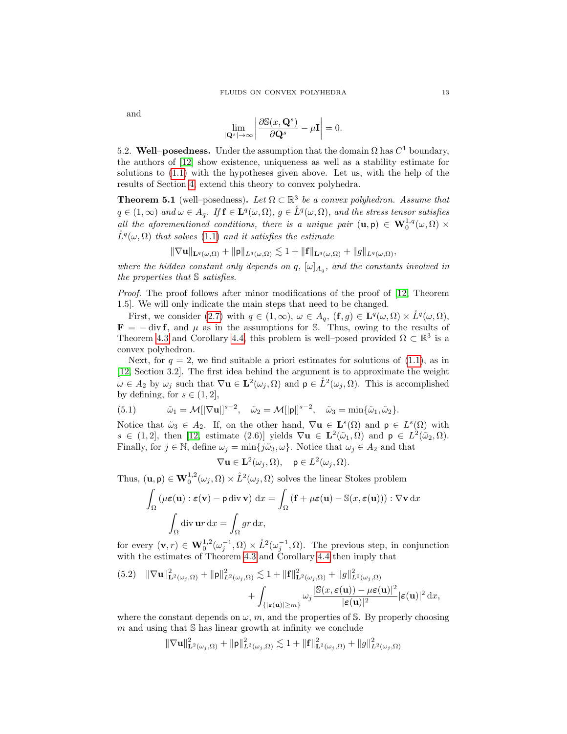and

$$\lim_{|\mathbf{Q}^s|\to\infty} \left| \frac{\partial \mathbb{S}(x,\mathbf{Q}^s)}{\partial \mathbf{Q}^s} - \mu \mathbf{I} \right| = 0.$$

5.2. **Well–posedness.** Under the assumption that the domain $\Omega$ has $C^1$ boundary, the authors of [12] show existence, uniqueness as well as a stability estimate for solutions to (1.1) with the hypotheses given above. Let us, with the help of the results of Section 4, extend this theory to convex polyhedra.

**Theorem 5.1** (well–posedness)**.** *Let $\Omega \subset \mathbb{R}^3$ be a convex polyhedron. Assume that $q \in (1,\infty)$ and $\omega \in A_q$. If $\mathbf{f} \in \mathbf{L}^q(\omega,\Omega)$, $g \in \mathring{L}^q(\omega,\Omega)$, and the stress tensor satisfies all the aforementioned conditions, there is a unique pair $(\mathbf{u},\mathsf{p}) \in \mathbf{W}_0^{1,q}(\omega,\Omega) \times \mathring{L}^q(\omega,\Omega)$ that solves (1.1) and it satisfies the estimate*

$$\|\nabla \mathbf{u}\|_{\mathbf{L}^q(\omega,\Omega)} + \|\mathsf{p}\|_{L^q(\omega,\Omega)} \lesssim 1 + \|\mathbf{f}\|_{\mathbf{L}^q(\omega,\Omega)} + \|g\|_{L^q(\omega,\Omega)},$$

*where the hidden constant only depends on $q$, $[\omega]_{A_q}$, and the constants involved in the properties that $\mathbb{S}$ satisfies.*

*Proof.* The proof follows after minor modifications of the proof of [12, Theorem 1.5]. We will only indicate the main steps that need to be changed.

First, we consider (2.7) with $q \in (1,\infty)$, $\omega \in A_q$, $(\mathbf{f},g) \in \mathbf{L}^q(\omega,\Omega) \times \mathring{L}^q(\omega,\Omega)$, $\mathbf{F} = -\operatorname{div}\mathbf{f}$, and $\mu$ as in the assumptions for $\mathbb{S}$. Thus, owing to the results of Theorem 4.3 and Corollary 4.4, this problem is well–posed provided $\Omega \subset \mathbb{R}^3$ is a convex polyhedron.

Next, for $q = 2$, we find suitable a priori estimates for solutions of (1.1), as in [12, Section 3.2]. The first idea behind the argument is to approximate the weight $\omega \in A_2$ by $\omega_j$ such that $\nabla \mathbf{u} \in \mathbf{L}^2(\omega_j,\Omega)$ and $\mathsf{p} \in \mathring{L}^2(\omega_j,\Omega)$. This is accomplished by defining, for $s \in (1,2]$,

$$\tilde{\omega}_1 = \mathcal{M}[|\nabla \mathbf{u}|]^{s-2}, \quad \tilde{\omega}_2 = \mathcal{M}[|\mathsf{p}|]^{s-2}, \quad \tilde{\omega}_3 = \min\{\tilde{\omega}_1,\tilde{\omega}_2\}. \tag{5.1}$$

Notice that $\tilde{\omega}_3 \in A_2$. If, on the other hand, $\nabla \mathbf{u} \in \mathbf{L}^s(\Omega)$ and $\mathsf{p} \in L^s(\Omega)$ with $s \in (1,2]$, then [12, estimate (2.6)] yields $\nabla \mathbf{u} \in \mathbf{L}^2(\tilde{\omega}_1,\Omega)$ and $\mathsf{p} \in L^2(\tilde{\omega}_2,\Omega)$. Finally, for $j \in \mathbb{N}$, define $\omega_j = \min\{j\tilde{\omega}_3,\omega\}$. Notice that $\omega_j \in A_2$ and that

$$\nabla \mathbf{u} \in \mathbf{L}^2(\omega_j,\Omega), \quad \mathsf{p} \in L^2(\omega_j,\Omega).$$

Thus, $(\mathbf{u},\mathsf{p}) \in \mathbf{W}_0^{1,2}(\omega_j,\Omega) \times \mathring{L}^2(\omega_j,\Omega)$ solves the linear Stokes problem

$$\int_\Omega \left(\mu \boldsymbol{\varepsilon}(\mathbf{u}) : \boldsymbol{\varepsilon}(\mathbf{v}) - \mathsf{p}\operatorname{div}\mathbf{v}\right) \mathrm{d}x = \int_\Omega \left(\mathbf{f} + \mu\boldsymbol{\varepsilon}(\mathbf{u}) - \mathbb{S}(x,\boldsymbol{\varepsilon}(\mathbf{u}))\right) : \nabla \mathbf{v} \,\mathrm{d}x$$

$$\int_\Omega \operatorname{div}\mathbf{u} r \,\mathrm{d}x = \int_\Omega g r \,\mathrm{d}x,$$

for every $(\mathbf{v},r) \in \mathbf{W}_0^{1,2}(\omega_j^{-1},\Omega) \times \mathring{L}^2(\omega_j^{-1},\Omega)$. The previous step, in conjunction with the estimates of Theorem 4.3 and Corollary 4.4 then imply that

$$\|\nabla \mathbf{u}\|^2_{\mathbf{L}^2(\omega_j,\Omega)} + \|\mathsf{p}\|^2_{L^2(\omega_j,\Omega)} \lesssim 1 + \|\mathbf{f}\|^2_{\mathbf{L}^2(\omega_j,\Omega)} + \|g\|^2_{L^2(\omega_j,\Omega)} + \int_{\{|\boldsymbol{\varepsilon}(\mathbf{u})|\geq m\}} \omega_j \frac{|\mathbb{S}(x,\boldsymbol{\varepsilon}(\mathbf{u})) - \mu\boldsymbol{\varepsilon}(\mathbf{u})|^2}{|\boldsymbol{\varepsilon}(\mathbf{u})|^2} |\boldsymbol{\varepsilon}(\mathbf{u})|^2 \,\mathrm{d}x, \tag{5.2}$$

where the constant depends on $\omega$, $m$, and the properties of $\mathbb{S}$. By properly choosing $m$ and using that $\mathbb{S}$ has linear growth at infinity we conclude

$$\|\nabla \mathbf{u}\|^2_{\mathbf{L}^2(\omega_j,\Omega)} + \|\mathsf{p}\|^2_{L^2(\omega_j,\Omega)} \lesssim 1 + \|\mathbf{f}\|^2_{\mathbf{L}^2(\omega_j,\Omega)} + \|g\|^2_{L^2(\omega_j,\Omega)}$$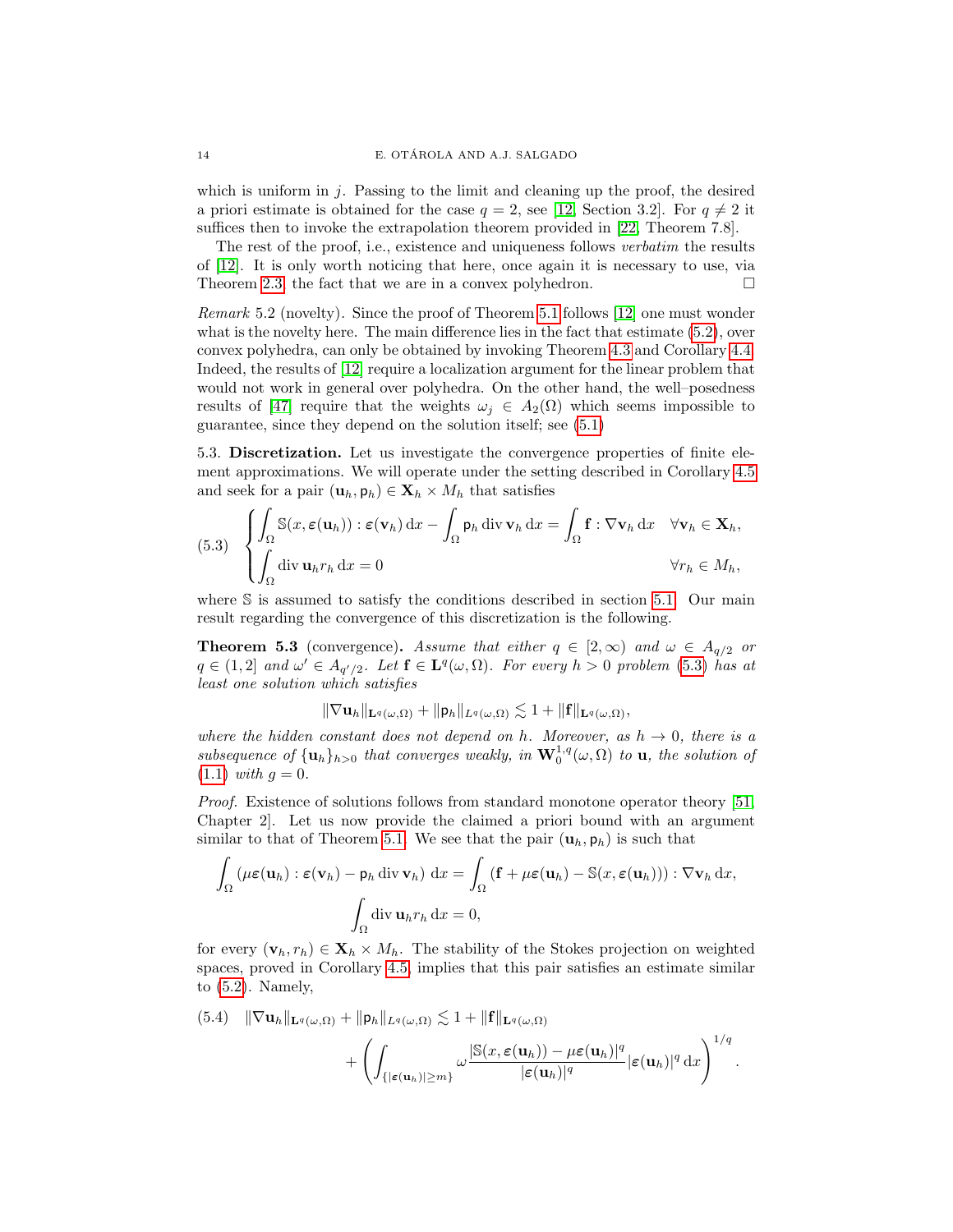which is uniform in $j$. Passing to the limit and cleaning up the proof, the desired a priori estimate is obtained for the case $q = 2$, see [12, Section 3.2]. For $q \neq 2$ it suffices then to invoke the extrapolation theorem provided in [22, Theorem 7.8].

The rest of the proof, i.e., existence and uniqueness follows *verbatim* the results of [12]. It is only worth noticing that here, once again it is necessary to use, via Theorem 2.3, the fact that we are in a convex polyhedron. ☐

*Remark* 5.2 (novelty). Since the proof of Theorem 5.1 follows [12] one must wonder what is the novelty here. The main difference lies in the fact that estimate (5.2), over convex polyhedra, can only be obtained by invoking Theorem 4.3 and Corollary 4.4. Indeed, the results of [12] require a localization argument for the linear problem that would not work in general over polyhedra. On the other hand, the well–posedness results of [47] require that the weights $\omega_j \in A_2(\Omega)$ which seems impossible to guarantee, since they depend on the solution itself; see (5.1)

5.3. **Discretization.** Let us investigate the convergence properties of finite element approximations. We will operate under the setting described in Corollary 4.5 and seek for a pair $(\mathbf{u}_h, \mathsf{p}_h) \in \mathbf{X}_h \times M_h$ that satisfies

$$
(5.3) \quad \begin{cases} \displaystyle\int_\Omega \mathbb{S}(x, \boldsymbol{\varepsilon}(\mathbf{u}_h)) : \boldsymbol{\varepsilon}(\mathbf{v}_h) \,\mathrm{d}x - \int_\Omega \mathsf{p}_h \operatorname{div} \mathbf{v}_h \,\mathrm{d}x = \int_\Omega \mathbf{f} : \nabla \mathbf{v}_h \,\mathrm{d}x & \forall \mathbf{v}_h \in \mathbf{X}_h, \\ \displaystyle\int_\Omega \operatorname{div} \mathbf{u}_h r_h \,\mathrm{d}x = 0 & \forall r_h \in M_h, \end{cases}
$$

where $\mathbb{S}$ is assumed to satisfy the conditions described in section 5.1. Our main result regarding the convergence of this discretization is the following.

**Theorem 5.3** (convergence)**.** *Assume that either $q \in [2, \infty)$ and $\omega \in A_{q/2}$ or $q \in (1, 2]$ and $\omega' \in A_{q'/2}$. Let $\mathbf{f} \in \mathbf{L}^q(\omega, \Omega)$. For every $h > 0$ problem (5.3) has at least one solution which satisfies*

$$
\|\nabla \mathbf{u}_h\|_{\mathbf{L}^q(\omega,\Omega)} + \|\mathsf{p}_h\|_{L^q(\omega,\Omega)} \lesssim 1 + \|\mathbf{f}\|_{\mathbf{L}^q(\omega,\Omega)},
$$

*where the hidden constant does not depend on $h$. Moreover, as $h \to 0$, there is a subsequence of $\{\mathbf{u}_h\}_{h>0}$ that converges weakly, in $\mathbf{W}^{1,q}_0(\omega, \Omega)$ to $\mathbf{u}$, the solution of (1.1) with $g = 0$.*

*Proof.* Existence of solutions follows from standard monotone operator theory [51, Chapter 2]. Let us now provide the claimed a priori bound with an argument similar to that of Theorem 5.1. We see that the pair $(\mathbf{u}_h, \mathsf{p}_h)$ is such that

$$
\int_\Omega \left( \mu \boldsymbol{\varepsilon}(\mathbf{u}_h) : \boldsymbol{\varepsilon}(\mathbf{v}_h) - \mathsf{p}_h \operatorname{div} \mathbf{v}_h \right) \mathrm{d}x = \int_\Omega \left( \mathbf{f} + \mu \boldsymbol{\varepsilon}(\mathbf{u}_h) - \mathbb{S}(x, \boldsymbol{\varepsilon}(\mathbf{u}_h)) \right) : \nabla \mathbf{v}_h \,\mathrm{d}x,
$$
$$
\int_\Omega \operatorname{div} \mathbf{u}_h r_h \,\mathrm{d}x = 0,
$$

for every $(\mathbf{v}_h, r_h) \in \mathbf{X}_h \times M_h$. The stability of the Stokes projection on weighted spaces, proved in Corollary 4.5, implies that this pair satisfies an estimate similar to (5.2). Namely,

$$
(5.4) \quad \|\nabla \mathbf{u}_h\|_{\mathbf{L}^q(\omega,\Omega)} + \|\mathsf{p}_h\|_{L^q(\omega,\Omega)} \lesssim 1 + \|\mathbf{f}\|_{\mathbf{L}^q(\omega,\Omega)} + \left( \int_{\{|\boldsymbol{\varepsilon}(\mathbf{u}_h)| \geq m\}} \omega \frac{|\mathbb{S}(x, \boldsymbol{\varepsilon}(\mathbf{u}_h)) - \mu \boldsymbol{\varepsilon}(\mathbf{u}_h)|^q}{|\boldsymbol{\varepsilon}(\mathbf{u}_h)|^q} |\boldsymbol{\varepsilon}(\mathbf{u}_h)|^q \,\mathrm{d}x \right)^{1/q}.
$$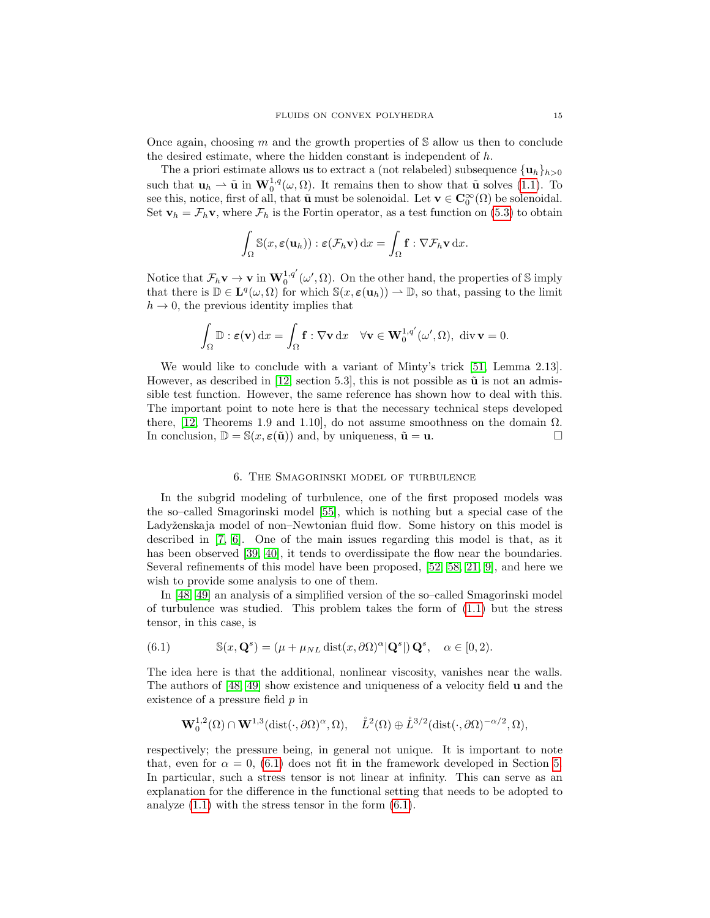Once again, choosing $m$ and the growth properties of $\mathbb{S}$ allow us then to conclude the desired estimate, where the hidden constant is independent of $h$.

The a priori estimate allows us to extract a (not relabeled) subsequence $\{\mathbf{u}_h\}_{h>0}$ such that $\mathbf{u}_h \rightharpoonup \tilde{\mathbf{u}}$ in $\mathbf{W}^{1,q}_0(\omega,\Omega)$. It remains then to show that $\tilde{\mathbf{u}}$ solves (1.1). To see this, notice, first of all, that $\tilde{\mathbf{u}}$ must be solenoidal. Let $\mathbf{v} \in \mathbf{C}^\infty_0(\Omega)$ be solenoidal. Set $\mathbf{v}_h = \mathcal{F}_h \mathbf{v}$, where $\mathcal{F}_h$ is the Fortin operator, as a test function on (5.3) to obtain

$$\int_\Omega \mathbb{S}(x, \boldsymbol{\varepsilon}(\mathbf{u}_h)) : \boldsymbol{\varepsilon}(\mathcal{F}_h \mathbf{v}) \,\mathrm{d}x = \int_\Omega \mathbf{f} : \nabla \mathcal{F}_h \mathbf{v} \,\mathrm{d}x.$$

Notice that $\mathcal{F}_h \mathbf{v} \to \mathbf{v}$ in $\mathbf{W}^{1,q'}_0(\omega', \Omega)$. On the other hand, the properties of $\mathbb{S}$ imply that there is $\mathbb{D} \in \mathbf{L}^q(\omega, \Omega)$ for which $\mathbb{S}(x, \boldsymbol{\varepsilon}(\mathbf{u}_h)) \rightharpoonup \mathbb{D}$, so that, passing to the limit $h \to 0$, the previous identity implies that

$$\int_\Omega \mathbb{D} : \boldsymbol{\varepsilon}(\mathbf{v}) \,\mathrm{d}x = \int_\Omega \mathbf{f} : \nabla \mathbf{v} \,\mathrm{d}x \quad \forall \mathbf{v} \in \mathbf{W}^{1,q'}_0(\omega', \Omega), \ \operatorname{div} \mathbf{v} = 0.$$

We would like to conclude with a variant of Minty's trick [51, Lemma 2.13]. However, as described in [12, section 5.3], this is not possible as $\tilde{\mathbf{u}}$ is not an admissible test function. However, the same reference has shown how to deal with this. The important point to note here is that the necessary technical steps developed there, [12, Theorems 1.9 and 1.10], do not assume smoothness on the domain $\Omega$. In conclusion, $\mathbb{D} = \mathbb{S}(x, \boldsymbol{\varepsilon}(\tilde{\mathbf{u}}))$ and, by uniqueness, $\tilde{\mathbf{u}} = \mathbf{u}$. □

## 6. The Smagorinski model of turbulence

In the subgrid modeling of turbulence, one of the first proposed models was the so–called Smagorinski model [55], which is nothing but a special case of the Ladyženskaja model of non–Newtonian fluid flow. Some history on this model is described in [7, 6]. One of the main issues regarding this model is that, as it has been observed [39, 40], it tends to overdissipate the flow near the boundaries. Several refinements of this model have been proposed, [52, 58, 21, 9], and here we wish to provide some analysis to one of them.

In [48, 49] an analysis of a simplified version of the so–called Smagorinski model of turbulence was studied. This problem takes the form of (1.1) but the stress tensor, in this case, is

$$\mathbb{S}(x, \mathbf{Q}^s) = (\mu + \mu_{NL} \operatorname{dist}(x, \partial\Omega)^\alpha |\mathbf{Q}^s|) \, \mathbf{Q}^s, \quad \alpha \in [0, 2). \tag{6.1}$$

The idea here is that the additional, nonlinear viscosity, vanishes near the walls. The authors of [48, 49] show existence and uniqueness of a velocity field $\mathbf{u}$ and the existence of a pressure field $p$ in

$$\mathbf{W}^{1,2}_0(\Omega) \cap \mathbf{W}^{1,3}(\operatorname{dist}(\cdot, \partial\Omega)^\alpha, \Omega), \quad \mathring{L}^2(\Omega) \oplus \mathring{L}^{3/2}(\operatorname{dist}(\cdot, \partial\Omega)^{-\alpha/2}, \Omega),$$

respectively; the pressure being, in general not unique. It is important to note that, even for $\alpha = 0$, (6.1) does not fit in the framework developed in Section 5. In particular, such a stress tensor is not linear at infinity. This can serve as an explanation for the difference in the functional setting that needs to be adopted to analyze (1.1) with the stress tensor in the form (6.1).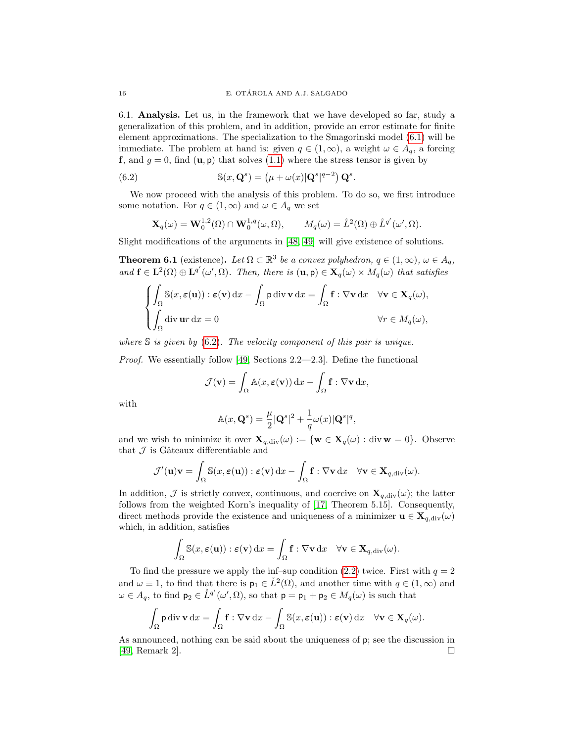6.1. **Analysis.** Let us, in the framework that we have developed so far, study a generalization of this problem, and in addition, provide an error estimate for finite element approximations. The specialization to the Smagorinski model (6.1) will be immediate. The problem at hand is: given $q \in (1,\infty)$, a weight $\omega \in A_q$, a forcing $\mathbf{f}$, and $g = 0$, find $(\mathbf{u}, \mathsf{p})$ that solves (1.1) where the stress tensor is given by

$$
\mathbb{S}(x, \mathbf{Q}^s) = \left(\mu + \omega(x)|\mathbf{Q}^s|^{q-2}\right)\mathbf{Q}^s. \tag{6.2}
$$

We now proceed with the analysis of this problem. To do so, we first introduce some notation. For $q \in (1,\infty)$ and $\omega \in A_q$ we set

$$
\mathbf{X}_q(\omega) = \mathbf{W}_0^{1,2}(\Omega) \cap \mathbf{W}_0^{1,q}(\omega,\Omega), \qquad M_q(\omega) = \mathring{L}^2(\Omega) \oplus \mathring{L}^{q'}(\omega',\Omega).
$$

Slight modifications of the arguments in [48, 49] will give existence of solutions.

**Theorem 6.1** (existence)**.** *Let $\Omega \subset \mathbb{R}^3$ be a convex polyhedron, $q \in (1,\infty)$, $\omega \in A_q$, and $\mathbf{f} \in \mathbf{L}^2(\Omega) \oplus \mathbf{L}^{q'}(\omega',\Omega)$. Then, there is $(\mathbf{u},\mathsf{p}) \in \mathbf{X}_q(\omega) \times M_q(\omega)$ that satisfies*

$$
\begin{cases}
\displaystyle\int_\Omega \mathbb{S}(x,\boldsymbol{\varepsilon}(\mathbf{u})) : \boldsymbol{\varepsilon}(\mathbf{v}) \,\mathrm{d}x - \int_\Omega \mathsf{p} \operatorname{div} \mathbf{v} \,\mathrm{d}x = \int_\Omega \mathbf{f} : \nabla \mathbf{v} \,\mathrm{d}x & \forall \mathbf{v} \in \mathbf{X}_q(\omega), \\
\displaystyle\int_\Omega \operatorname{div} \mathbf{u} r \,\mathrm{d}x = 0 & \forall r \in M_q(\omega),
\end{cases}
$$

*where $\mathbb{S}$ is given by (6.2). The velocity component of this pair is unique.*

*Proof.* We essentially follow [49, Sections 2.2—2.3]. Define the functional

$$
\mathcal{J}(\mathbf{v}) = \int_\Omega \mathbb{A}(x,\boldsymbol{\varepsilon}(\mathbf{v})) \,\mathrm{d}x - \int_\Omega \mathbf{f} : \nabla \mathbf{v} \,\mathrm{d}x,
$$

with

$$
\mathbb{A}(x,\mathbf{Q}^s) = \frac{\mu}{2}|\mathbf{Q}^s|^2 + \frac{1}{q}\omega(x)|\mathbf{Q}^s|^q,
$$

and we wish to minimize it over $\mathbf{X}_{q,\mathrm{div}}(\omega) := \{\mathbf{w} \in \mathbf{X}_q(\omega) : \operatorname{div} \mathbf{w} = 0\}$. Observe that $\mathcal{J}$ is Gâteaux differentiable and

$$
\mathcal{J}'(\mathbf{u})\mathbf{v} = \int_\Omega \mathbb{S}(x,\boldsymbol{\varepsilon}(\mathbf{u})) : \boldsymbol{\varepsilon}(\mathbf{v}) \,\mathrm{d}x - \int_\Omega \mathbf{f} : \nabla \mathbf{v} \,\mathrm{d}x \quad \forall \mathbf{v} \in \mathbf{X}_{q,\mathrm{div}}(\omega).
$$

In addition, $\mathcal{J}$ is strictly convex, continuous, and coercive on $\mathbf{X}_{q,\mathrm{div}}(\omega)$; the latter follows from the weighted Korn's inequality of [17, Theorem 5.15]. Consequently, direct methods provide the existence and uniqueness of a minimizer $\mathbf{u} \in \mathbf{X}_{q,\mathrm{div}}(\omega)$ which, in addition, satisfies

$$
\int_\Omega \mathbb{S}(x,\boldsymbol{\varepsilon}(\mathbf{u})) : \boldsymbol{\varepsilon}(\mathbf{v}) \,\mathrm{d}x = \int_\Omega \mathbf{f} : \nabla \mathbf{v} \,\mathrm{d}x \quad \forall \mathbf{v} \in \mathbf{X}_{q,\mathrm{div}}(\omega).
$$

To find the pressure we apply the inf–sup condition (2.2) twice. First with $q = 2$ and $\omega \equiv 1$, to find that there is $\mathsf{p}_1 \in \mathring{L}^2(\Omega)$, and another time with $q \in (1,\infty)$ and $\omega \in A_q$, to find $\mathsf{p}_2 \in \mathring{L}^{q'}(\omega',\Omega)$, so that $\mathsf{p} = \mathsf{p}_1 + \mathsf{p}_2 \in M_q(\omega)$ is such that

$$
\int_\Omega \mathsf{p} \operatorname{div} \mathbf{v} \,\mathrm{d}x = \int_\Omega \mathbf{f} : \nabla \mathbf{v} \,\mathrm{d}x - \int_\Omega \mathbb{S}(x,\boldsymbol{\varepsilon}(\mathbf{u})) : \boldsymbol{\varepsilon}(\mathbf{v}) \,\mathrm{d}x \quad \forall \mathbf{v} \in \mathbf{X}_q(\omega).
$$

As announced, nothing can be said about the uniqueness of $\mathsf{p}$; see the discussion in [49, Remark 2]. □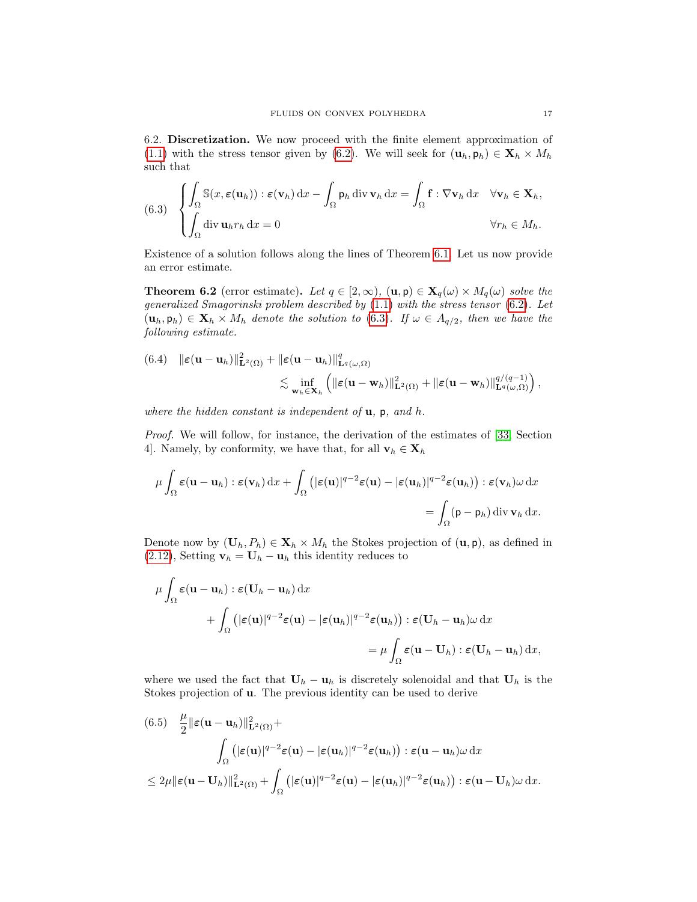6.2. **Discretization.** We now proceed with the finite element approximation of (1.1) with the stress tensor given by (6.2). We will seek for $(\mathbf{u}_h, \mathsf{p}_h) \in \mathbf{X}_h \times M_h$ such that

$$
\text{(6.3)} \quad \begin{cases} \displaystyle\int_\Omega \mathbb{S}(x, \boldsymbol{\varepsilon}(\mathbf{u}_h)) : \boldsymbol{\varepsilon}(\mathbf{v}_h) \, \mathrm{d}x - \int_\Omega \mathsf{p}_h \operatorname{div} \mathbf{v}_h \, \mathrm{d}x = \int_\Omega \mathbf{f} : \nabla \mathbf{v}_h \, \mathrm{d}x & \forall \mathbf{v}_h \in \mathbf{X}_h, \\ \displaystyle\int_\Omega \operatorname{div} \mathbf{u}_h r_h \, \mathrm{d}x = 0 & \forall r_h \in M_h. \end{cases}
$$

Existence of a solution follows along the lines of Theorem 6.1. Let us now provide an error estimate.

**Theorem 6.2** (error estimate)**.** *Let $q \in [2, \infty)$, $(\mathbf{u}, \mathsf{p}) \in \mathbf{X}_q(\omega) \times M_q(\omega)$ solve the generalized Smagorinski problem described by (1.1) with the stress tensor (6.2). Let $(\mathbf{u}_h, \mathsf{p}_h) \in \mathbf{X}_h \times M_h$ denote the solution to (6.3). If $\omega \in A_{q/2}$, then we have the following estimate.*

$$
\text{(6.4)} \quad \|\boldsymbol{\varepsilon}(\mathbf{u} - \mathbf{u}_h)\|^2_{\mathbf{L}^2(\Omega)} + \|\boldsymbol{\varepsilon}(\mathbf{u} - \mathbf{u}_h)\|^q_{\mathbf{L}^q(\omega,\Omega)} \lesssim \inf_{\mathbf{w}_h \in \mathbf{X}_h} \left( \|\boldsymbol{\varepsilon}(\mathbf{u} - \mathbf{w}_h)\|^2_{\mathbf{L}^2(\Omega)} + \|\boldsymbol{\varepsilon}(\mathbf{u} - \mathbf{w}_h)\|^{q/(q-1)}_{\mathbf{L}^q(\omega,\Omega)} \right),
$$

*where the hidden constant is independent of $\mathbf{u}$, $\mathsf{p}$, and $h$.*

*Proof.* We will follow, for instance, the derivation of the estimates of [33, Section 4]. Namely, by conformity, we have that, for all $\mathbf{v}_h \in \mathbf{X}_h$

$$
\mu \int_\Omega \boldsymbol{\varepsilon}(\mathbf{u} - \mathbf{u}_h) : \boldsymbol{\varepsilon}(\mathbf{v}_h) \, \mathrm{d}x + \int_\Omega \left( |\boldsymbol{\varepsilon}(\mathbf{u})|^{q-2} \boldsymbol{\varepsilon}(\mathbf{u}) - |\boldsymbol{\varepsilon}(\mathbf{u}_h)|^{q-2} \boldsymbol{\varepsilon}(\mathbf{u}_h) \right) : \boldsymbol{\varepsilon}(\mathbf{v}_h) \omega \, \mathrm{d}x = \int_\Omega (\mathsf{p} - \mathsf{p}_h) \operatorname{div} \mathbf{v}_h \, \mathrm{d}x.
$$

Denote now by $(\mathbf{U}_h, P_h) \in \mathbf{X}_h \times M_h$ the Stokes projection of $(\mathbf{u}, \mathsf{p})$, as defined in (2.12), Setting $\mathbf{v}_h = \mathbf{U}_h - \mathbf{u}_h$ this identity reduces to

$$
\mu \int_\Omega \boldsymbol{\varepsilon}(\mathbf{u} - \mathbf{u}_h) : \boldsymbol{\varepsilon}(\mathbf{U}_h - \mathbf{u}_h) \, \mathrm{d}x + \int_\Omega \left( |\boldsymbol{\varepsilon}(\mathbf{u})|^{q-2} \boldsymbol{\varepsilon}(\mathbf{u}) - |\boldsymbol{\varepsilon}(\mathbf{u}_h)|^{q-2} \boldsymbol{\varepsilon}(\mathbf{u}_h) \right) : \boldsymbol{\varepsilon}(\mathbf{U}_h - \mathbf{u}_h) \omega \, \mathrm{d}x = \mu \int_\Omega \boldsymbol{\varepsilon}(\mathbf{u} - \mathbf{U}_h) : \boldsymbol{\varepsilon}(\mathbf{U}_h - \mathbf{u}_h) \, \mathrm{d}x,
$$

where we used the fact that $\mathbf{U}_h - \mathbf{u}_h$ is discretely solenoidal and that $\mathbf{U}_h$ is the Stokes projection of $\mathbf{u}$. The previous identity can be used to derive

$$
\text{(6.5)} \quad \frac{\mu}{2} \|\boldsymbol{\varepsilon}(\mathbf{u} - \mathbf{u}_h)\|^2_{\mathbf{L}^2(\Omega)} + \int_\Omega \left( |\boldsymbol{\varepsilon}(\mathbf{u})|^{q-2} \boldsymbol{\varepsilon}(\mathbf{u}) - |\boldsymbol{\varepsilon}(\mathbf{u}_h)|^{q-2} \boldsymbol{\varepsilon}(\mathbf{u}_h) \right) : \boldsymbol{\varepsilon}(\mathbf{u} - \mathbf{u}_h) \omega \, \mathrm{d}x
$$
$$
\leq 2\mu \|\boldsymbol{\varepsilon}(\mathbf{u} - \mathbf{U}_h)\|^2_{\mathbf{L}^2(\Omega)} + \int_\Omega \left( |\boldsymbol{\varepsilon}(\mathbf{u})|^{q-2} \boldsymbol{\varepsilon}(\mathbf{u}) - |\boldsymbol{\varepsilon}(\mathbf{u}_h)|^{q-2} \boldsymbol{\varepsilon}(\mathbf{u}_h) \right) : \boldsymbol{\varepsilon}(\mathbf{u} - \mathbf{U}_h) \omega \, \mathrm{d}x.
$$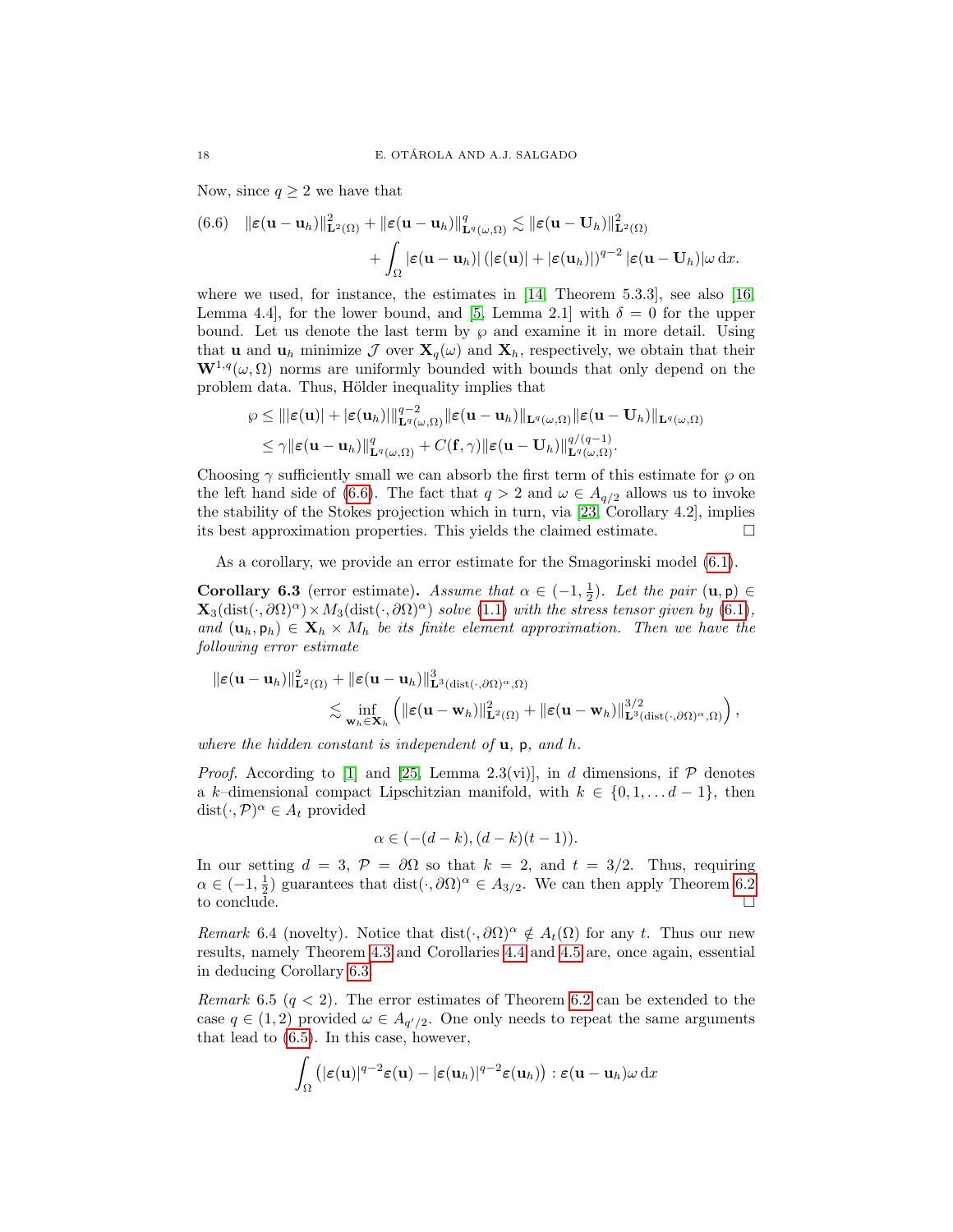Now, since $q \geq 2$ we have that

$$
(6.6) \quad \|\varepsilon(\mathbf{u}-\mathbf{u}_h)\|_{\mathbf{L}^2(\Omega)}^2 + \|\varepsilon(\mathbf{u}-\mathbf{u}_h)\|_{\mathbf{L}^q(\omega,\Omega)}^q \lesssim \|\varepsilon(\mathbf{u}-\mathbf{U}_h)\|_{\mathbf{L}^2(\Omega)}^2 + \int_\Omega |\varepsilon(\mathbf{u}-\mathbf{u}_h)| \left(|\varepsilon(\mathbf{u})| + |\varepsilon(\mathbf{u}_h)|\right)^{q-2} |\varepsilon(\mathbf{u}-\mathbf{U}_h)| \omega \, \mathrm{d}x.
$$

where we used, for instance, the estimates in [14, Theorem 5.3.3], see also [16, Lemma 4.4], for the lower bound, and [5, Lemma 2.1] with $\delta = 0$ for the upper bound. Let us denote the last term by $\wp$ and examine it in more detail. Using that $\mathbf{u}$ and $\mathbf{u}_h$ minimize $\mathcal{J}$ over $\mathbf{X}_q(\omega)$ and $\mathbf{X}_h$, respectively, we obtain that their $\mathbf{W}^{1,q}(\omega,\Omega)$ norms are uniformly bounded with bounds that only depend on the problem data. Thus, Hölder inequality implies that

$$
\begin{aligned}
\wp &\leq \||\varepsilon(\mathbf{u})| + |\varepsilon(\mathbf{u}_h)|\|_{\mathbf{L}^q(\omega,\Omega)}^{q-2} \|\varepsilon(\mathbf{u}-\mathbf{u}_h)\|_{\mathbf{L}^q(\omega,\Omega)} \|\varepsilon(\mathbf{u}-\mathbf{U}_h)\|_{\mathbf{L}^q(\omega,\Omega)} \\
&\leq \gamma \|\varepsilon(\mathbf{u}-\mathbf{u}_h)\|_{\mathbf{L}^q(\omega,\Omega)}^q + C(\mathbf{f},\gamma) \|\varepsilon(\mathbf{u}-\mathbf{U}_h)\|_{\mathbf{L}^q(\omega,\Omega)}^{q/(q-1)}.
\end{aligned}
$$

Choosing $\gamma$ sufficiently small we can absorb the first term of this estimate for $\wp$ on the left hand side of (6.6). The fact that $q > 2$ and $\omega \in A_{q/2}$ allows us to invoke the stability of the Stokes projection which in turn, via [23, Corollary 4.2], implies its best approximation properties. This yields the claimed estimate. $\square$

As a corollary, we provide an error estimate for the Smagorinski model (6.1).

**Corollary 6.3** (error estimate)**.** *Assume that $\alpha \in (-1, \frac{1}{2})$. Let the pair $(\mathbf{u}, \mathsf{p}) \in \mathbf{X}_3(\mathrm{dist}(\cdot,\partial\Omega)^\alpha) \times M_3(\mathrm{dist}(\cdot,\partial\Omega)^\alpha)$ solve (1.1) with the stress tensor given by (6.1), and $(\mathbf{u}_h, \mathsf{p}_h) \in \mathbf{X}_h \times M_h$ be its finite element approximation. Then we have the following error estimate*

$$
\|\varepsilon(\mathbf{u}-\mathbf{u}_h)\|_{\mathbf{L}^2(\Omega)}^2 + \|\varepsilon(\mathbf{u}-\mathbf{u}_h)\|_{\mathbf{L}^3(\mathrm{dist}(\cdot,\partial\Omega)^\alpha,\Omega)}^3 \lesssim \inf_{\mathbf{w}_h \in \mathbf{X}_h} \left( \|\varepsilon(\mathbf{u}-\mathbf{w}_h)\|_{\mathbf{L}^2(\Omega)}^2 + \|\varepsilon(\mathbf{u}-\mathbf{w}_h)\|_{\mathbf{L}^3(\mathrm{dist}(\cdot,\partial\Omega)^\alpha,\Omega)}^{3/2} \right),
$$

*where the hidden constant is independent of $\mathbf{u}$, $\mathsf{p}$, and $h$.*

*Proof.* According to [1] and [25, Lemma 2.3(vi)], in $d$ dimensions, if $\mathcal{P}$ denotes a $k$–dimensional compact Lipschitzian manifold, with $k \in \{0, 1, \dots d-1\}$, then $\mathrm{dist}(\cdot,\mathcal{P})^\alpha \in A_t$ provided

$$
\alpha \in (-(d-k), (d-k)(t-1)).
$$

In our setting $d = 3$, $\mathcal{P} = \partial\Omega$ so that $k = 2$, and $t = 3/2$. Thus, requiring $\alpha \in (-1, \frac{1}{2})$ guarantees that $\mathrm{dist}(\cdot,\partial\Omega)^\alpha \in A_{3/2}$. We can then apply Theorem 6.2 to conclude. $\square$

*Remark* 6.4 (novelty). Notice that $\mathrm{dist}(\cdot,\partial\Omega)^\alpha \notin A_t(\Omega)$ for any $t$. Thus our new results, namely Theorem 4.3 and Corollaries 4.4 and 4.5 are, once again, essential in deducing Corollary 6.3.

*Remark* 6.5 ($q < 2$). The error estimates of Theorem 6.2 can be extended to the case $q \in (1, 2)$ provided $\omega \in A_{q'/2}$. One only needs to repeat the same arguments that lead to (6.5). In this case, however,

$$
\int_\Omega \left( |\varepsilon(\mathbf{u})|^{q-2}\varepsilon(\mathbf{u}) - |\varepsilon(\mathbf{u}_h)|^{q-2}\varepsilon(\mathbf{u}_h) \right) : \varepsilon(\mathbf{u}-\mathbf{u}_h) \omega \, \mathrm{d}x
$$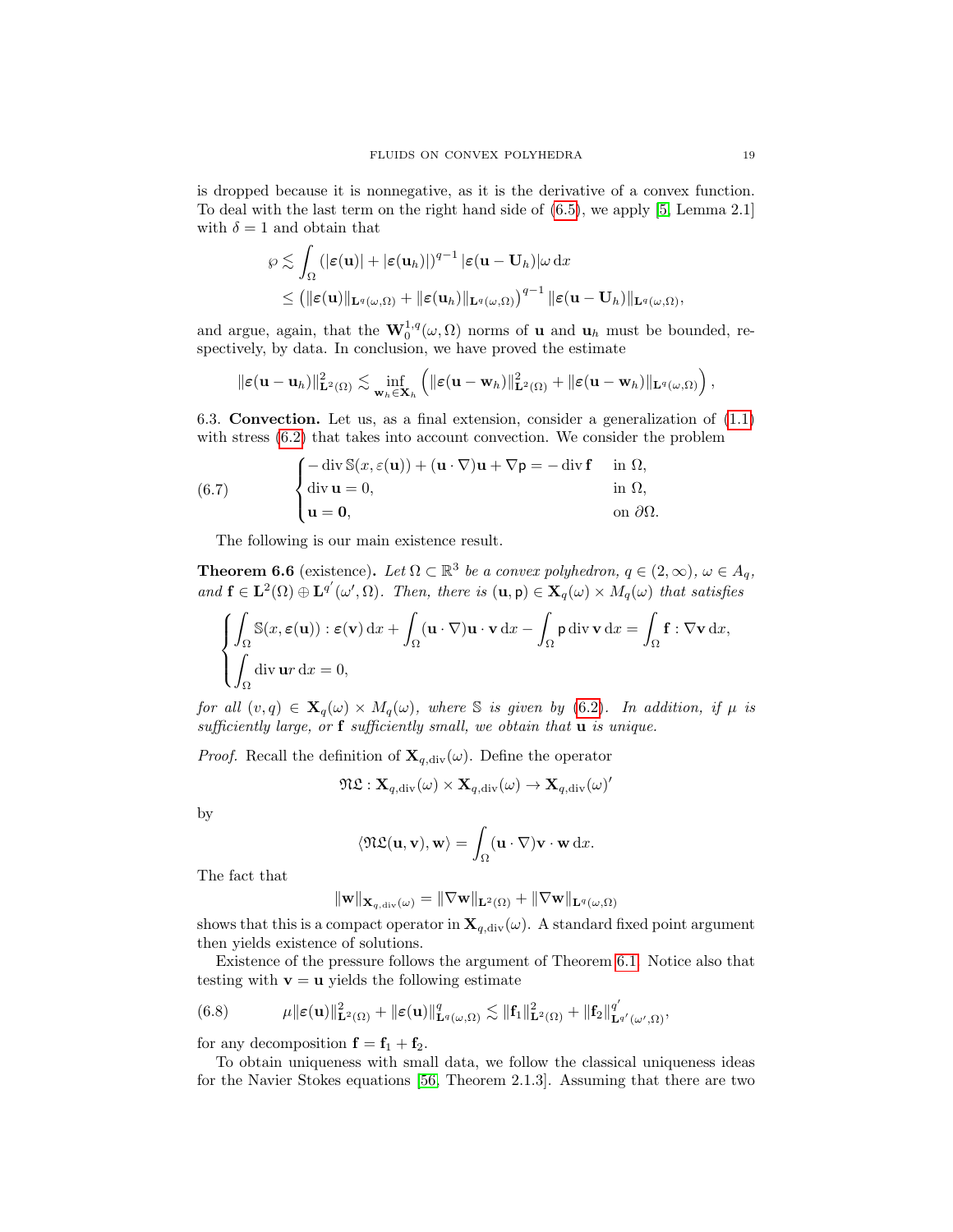is dropped because it is nonnegative, as it is the derivative of a convex function. To deal with the last term on the right hand side of (6.5), we apply [5, Lemma 2.1] with $\delta = 1$ and obtain that

$$
\begin{aligned}
\wp &\lesssim \int_\Omega (|\boldsymbol{\varepsilon}(\mathbf{u})| + |\boldsymbol{\varepsilon}(\mathbf{u}_h)|)^{q-1} |\boldsymbol{\varepsilon}(\mathbf{u} - \mathbf{U}_h)| \omega \,\mathrm{d}x \\
&\leq \left( \|\boldsymbol{\varepsilon}(\mathbf{u})\|_{\mathbf{L}^q(\omega,\Omega)} + \|\boldsymbol{\varepsilon}(\mathbf{u}_h)\|_{\mathbf{L}^q(\omega,\Omega)} \right)^{q-1} \|\boldsymbol{\varepsilon}(\mathbf{u} - \mathbf{U}_h)\|_{\mathbf{L}^q(\omega,\Omega)},
\end{aligned}
$$

and argue, again, that the $\mathbf{W}_0^{1,q}(\omega,\Omega)$ norms of $\mathbf{u}$ and $\mathbf{u}_h$ must be bounded, respectively, by data. In conclusion, we have proved the estimate

$$
\|\boldsymbol{\varepsilon}(\mathbf{u} - \mathbf{u}_h)\|_{\mathbf{L}^2(\Omega)}^2 \lesssim \inf_{\mathbf{w}_h \in \mathbf{X}_h} \left( \|\boldsymbol{\varepsilon}(\mathbf{u} - \mathbf{w}_h)\|_{\mathbf{L}^2(\Omega)}^2 + \|\boldsymbol{\varepsilon}(\mathbf{u} - \mathbf{w}_h)\|_{\mathbf{L}^q(\omega,\Omega)} \right),
$$

6.3. **Convection.** Let us, as a final extension, consider a generalization of (1.1) with stress (6.2) that takes into account convection. We consider the problem

$$
\begin{cases}
-\operatorname{div} \mathbb{S}(x, \varepsilon(\mathbf{u})) + (\mathbf{u} \cdot \nabla)\mathbf{u} + \nabla \mathsf{p} = -\operatorname{div} \mathbf{f} & \text{in } \Omega, \\
\operatorname{div} \mathbf{u} = 0, & \text{in } \Omega, \\
\mathbf{u} = \mathbf{0}, & \text{on } \partial\Omega.
\end{cases}
\tag{6.7}
$$

The following is our main existence result.

**Theorem 6.6** (existence). *Let $\Omega \subset \mathbb{R}^3$ be a convex polyhedron, $q \in (2,\infty)$, $\omega \in A_q$, and $\mathbf{f} \in \mathbf{L}^2(\Omega) \oplus \mathbf{L}^{q'}(\omega',\Omega)$. Then, there is $(\mathbf{u}, \mathsf{p}) \in \mathbf{X}_q(\omega) \times M_q(\omega)$ that satisfies*

$$
\begin{cases}
\displaystyle\int_\Omega \mathbb{S}(x, \boldsymbol{\varepsilon}(\mathbf{u})) : \boldsymbol{\varepsilon}(\mathbf{v}) \,\mathrm{d}x + \int_\Omega (\mathbf{u} \cdot \nabla)\mathbf{u} \cdot \mathbf{v} \,\mathrm{d}x - \int_\Omega \mathsf{p} \operatorname{div} \mathbf{v} \,\mathrm{d}x = \int_\Omega \mathbf{f} : \nabla \mathbf{v} \,\mathrm{d}x, \\
\displaystyle\int_\Omega \operatorname{div} \mathbf{u} r \,\mathrm{d}x = 0,
\end{cases}
$$

*for all $(v, q) \in \mathbf{X}_q(\omega) \times M_q(\omega)$, where $\mathbb{S}$ is given by (6.2). In addition, if $\mu$ is sufficiently large, or $\mathbf{f}$ sufficiently small, we obtain that $\mathbf{u}$ is unique.*

*Proof.* Recall the definition of $\mathbf{X}_{q,\mathrm{div}}(\omega)$. Define the operator

$$
\mathfrak{NL} : \mathbf{X}_{q,\mathrm{div}}(\omega) \times \mathbf{X}_{q,\mathrm{div}}(\omega) \to \mathbf{X}_{q,\mathrm{div}}(\omega)'
$$

by

$$
\langle \mathfrak{NL}(\mathbf{u}, \mathbf{v}), \mathbf{w} \rangle = \int_\Omega (\mathbf{u} \cdot \nabla)\mathbf{v} \cdot \mathbf{w} \,\mathrm{d}x.
$$

The fact that

$$
\|\mathbf{w}\|_{\mathbf{X}_{q,\mathrm{div}}(\omega)} = \|\nabla \mathbf{w}\|_{\mathbf{L}^2(\Omega)} + \|\nabla \mathbf{w}\|_{\mathbf{L}^q(\omega,\Omega)}
$$

shows that this is a compact operator in $\mathbf{X}_{q,\mathrm{div}}(\omega)$. A standard fixed point argument then yields existence of solutions.

Existence of the pressure follows the argument of Theorem 6.1. Notice also that testing with $\mathbf{v} = \mathbf{u}$ yields the following estimate

$$
\mu \|\boldsymbol{\varepsilon}(\mathbf{u})\|_{\mathbf{L}^2(\Omega)}^2 + \|\boldsymbol{\varepsilon}(\mathbf{u})\|_{\mathbf{L}^q(\omega,\Omega)}^q \lesssim \|\mathbf{f}_1\|_{\mathbf{L}^2(\Omega)}^2 + \|\mathbf{f}_2\|_{\mathbf{L}^{q'}(\omega',\Omega)}^{q'},
\tag{6.8}
$$

for any decomposition $\mathbf{f} = \mathbf{f}_1 + \mathbf{f}_2$.

To obtain uniqueness with small data, we follow the classical uniqueness ideas for the Navier Stokes equations [56, Theorem 2.1.3]. Assuming that there are two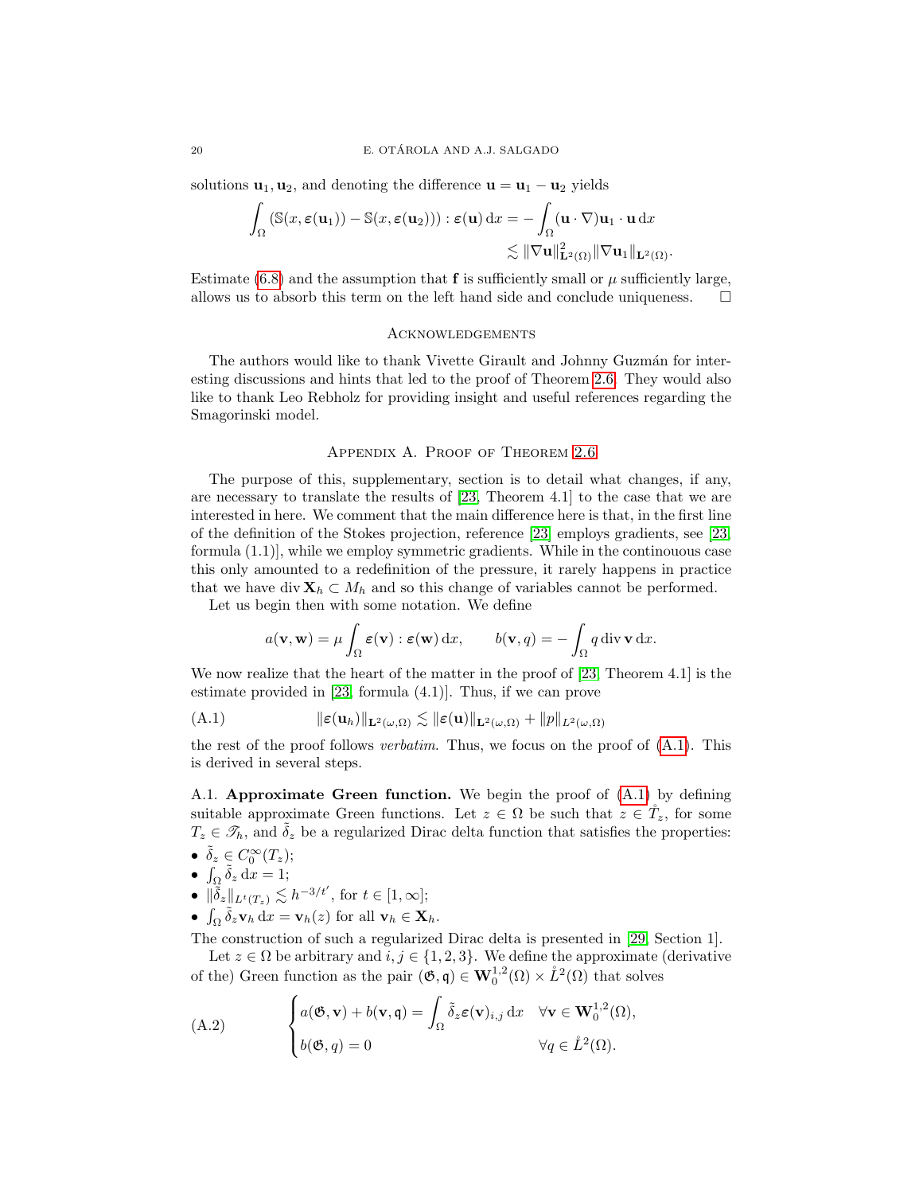solutions $\mathbf{u}_1, \mathbf{u}_2$, and denoting the difference $\mathbf{u} = \mathbf{u}_1 - \mathbf{u}_2$ yields

$$\int_\Omega (\mathbb{S}(x, \boldsymbol{\varepsilon}(\mathbf{u}_1)) - \mathbb{S}(x, \boldsymbol{\varepsilon}(\mathbf{u}_2))) : \boldsymbol{\varepsilon}(\mathbf{u}) \, \mathrm{d}x = -\int_\Omega (\mathbf{u} \cdot \nabla)\mathbf{u}_1 \cdot \mathbf{u} \, \mathrm{d}x \lesssim \|\nabla \mathbf{u}\|^2_{\mathbf{L}^2(\Omega)} \|\nabla \mathbf{u}_1\|_{\mathbf{L}^2(\Omega)}.$$

Estimate (6.8) and the assumption that $\mathbf{f}$ is sufficiently small or $\mu$ sufficiently large, allows us to absorb this term on the left hand side and conclude uniqueness. $\square$

## Acknowledgements

The authors would like to thank Vivette Girault and Johnny Guzmán for interesting discussions and hints that led to the proof of Theorem 2.6. They would also like to thank Leo Rebholz for providing insight and useful references regarding the Smagorinski model.

## Appendix A. Proof of Theorem 2.6

The purpose of this, supplementary, section is to detail what changes, if any, are necessary to translate the results of [23, Theorem 4.1] to the case that we are interested in here. We comment that the main difference here is that, in the first line of the definition of the Stokes projection, reference [23] employs gradients, see [23, formula (1.1)], while we employ symmetric gradients. While in the continouous case this only amounted to a redefinition of the pressure, it rarely happens in practice that we have $\operatorname{div} \mathbf{X}_h \subset M_h$ and so this change of variables cannot be performed.

Let us begin then with some notation. We define

$$a(\mathbf{v}, \mathbf{w}) = \mu \int_\Omega \boldsymbol{\varepsilon}(\mathbf{v}) : \boldsymbol{\varepsilon}(\mathbf{w}) \, \mathrm{d}x, \qquad b(\mathbf{v}, q) = -\int_\Omega q \operatorname{div} \mathbf{v} \, \mathrm{d}x.$$

We now realize that the heart of the matter in the proof of [23, Theorem 4.1] is the estimate provided in [23, formula (4.1)]. Thus, if we can prove

$$\|\boldsymbol{\varepsilon}(\mathbf{u}_h)\|_{\mathbf{L}^2(\omega,\Omega)} \lesssim \|\boldsymbol{\varepsilon}(\mathbf{u})\|_{\mathbf{L}^2(\omega,\Omega)} + \|p\|_{L^2(\omega,\Omega)} \tag{A.1}$$

the rest of the proof follows *verbatim*. Thus, we focus on the proof of (A.1). This is derived in several steps.

A.1. **Approximate Green function.** We begin the proof of (A.1) by defining suitable approximate Green functions. Let $z \in \Omega$ be such that $z \in \mathring{T}_z$, for some $T_z \in \mathscr{T}_h$, and $\tilde{\delta}_z$ be a regularized Dirac delta function that satisfies the properties:

- $\tilde{\delta}_z \in C_0^\infty(T_z)$;
- $\int_\Omega \tilde{\delta}_z \, \mathrm{d}x = 1$;
- $\|\tilde{\delta}_z\|_{L^t(T_z)} \lesssim h^{-3/t'}$, for $t \in [1, \infty]$;
- $\int_\Omega \tilde{\delta}_z \mathbf{v}_h \, \mathrm{d}x = \mathbf{v}_h(z)$ for all $\mathbf{v}_h \in \mathbf{X}_h$.

The construction of such a regularized Dirac delta is presented in [29, Section 1].

Let $z \in \Omega$ be arbitrary and $i, j \in \{1, 2, 3\}$. We define the approximate (derivative of the) Green function as the pair $(\mathfrak{G}, \mathfrak{q}) \in \mathbf{W}_0^{1,2}(\Omega) \times \mathring{L}^2(\Omega)$ that solves

$$\begin{cases} a(\mathfrak{G}, \mathbf{v}) + b(\mathbf{v}, \mathfrak{q}) = \displaystyle\int_\Omega \tilde{\delta}_z \boldsymbol{\varepsilon}(\mathbf{v})_{i,j} \, \mathrm{d}x & \forall \mathbf{v} \in \mathbf{W}_0^{1,2}(\Omega), \\ b(\mathfrak{G}, q) = 0 & \forall q \in \mathring{L}^2(\Omega). \end{cases} \tag{A.2}$$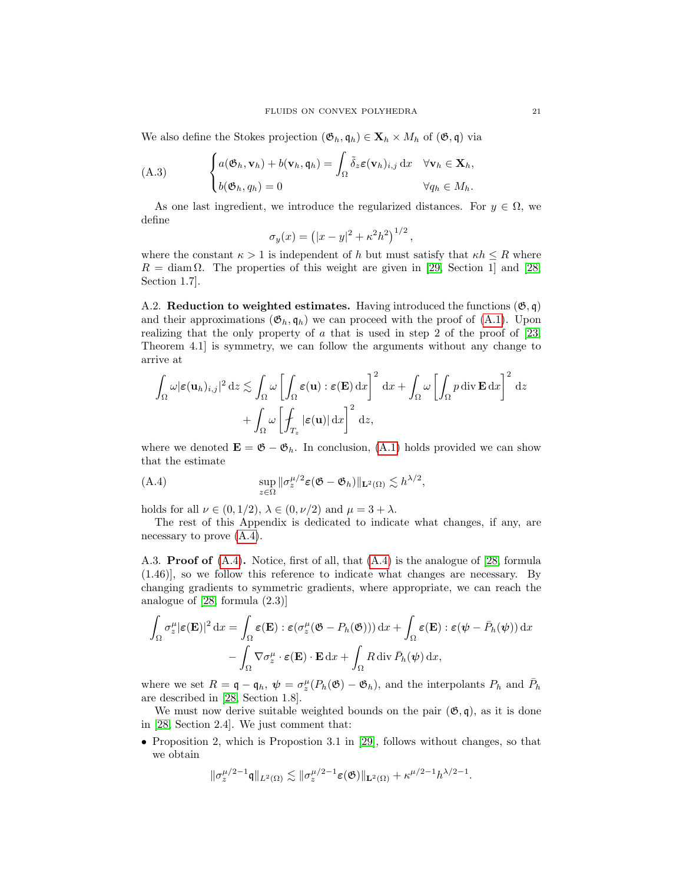We also define the Stokes projection $(\mathfrak{G}_h, \mathfrak{q}_h) \in \mathbf{X}_h \times M_h$ of $(\mathfrak{G}, \mathfrak{q})$ via

$$
\text{(A.3)} \qquad \begin{cases} a(\mathfrak{G}_h, \mathbf{v}_h) + b(\mathbf{v}_h, \mathfrak{q}_h) = \displaystyle\int_\Omega \tilde{\delta}_z \boldsymbol{\varepsilon}(\mathbf{v}_h)_{i,j} \, \mathrm{d}x & \forall \mathbf{v}_h \in \mathbf{X}_h, \\ b(\mathfrak{G}_h, q_h) = 0 & \forall q_h \in M_h. \end{cases}
$$

As one last ingredient, we introduce the regularized distances. For $y \in \Omega$, we define

$$
\sigma_y(x) = \left( |x - y|^2 + \kappa^2 h^2 \right)^{1/2},
$$

where the constant $\kappa > 1$ is independent of $h$ but must satisfy that $\kappa h \leq R$ where $R = \operatorname{diam} \Omega$. The properties of this weight are given in [29, Section 1] and [28, Section 1.7].

A.2. **Reduction to weighted estimates.** Having introduced the functions $(\mathfrak{G}, \mathfrak{q})$ and their approximations $(\mathfrak{G}_h, \mathfrak{q}_h)$ we can proceed with the proof of (A.1). Upon realizing that the only property of $a$ that is used in step 2 of the proof of [23, Theorem 4.1] is symmetry, we can follow the arguments without any change to arrive at

$$
\int_\Omega \omega |\boldsymbol{\varepsilon}(\mathbf{u}_h)_{i,j}|^2 \, \mathrm{d}z \lesssim \int_\Omega \omega \left[ \int_\Omega \boldsymbol{\varepsilon}(\mathbf{u}) : \boldsymbol{\varepsilon}(\mathbf{E}) \, \mathrm{d}x \right]^2 \mathrm{d}x + \int_\Omega \omega \left[ \int_\Omega p \operatorname{div} \mathbf{E} \, \mathrm{d}x \right]^2 \mathrm{d}z
$$
$$
+ \int_\Omega \omega \left[ \fint_{T_z} |\boldsymbol{\varepsilon}(\mathbf{u})| \, \mathrm{d}x \right]^2 \mathrm{d}z,
$$

where we denoted $\mathbf{E} = \mathfrak{G} - \mathfrak{G}_h$. In conclusion, (A.1) holds provided we can show that the estimate

$$
\text{(A.4)} \qquad \sup_{z \in \Omega} \|\sigma_z^{\mu/2} \boldsymbol{\varepsilon}(\mathfrak{G} - \mathfrak{G}_h)\|_{\mathbf{L}^2(\Omega)} \lesssim h^{\lambda/2},
$$

holds for all $\nu \in (0, 1/2)$, $\lambda \in (0, \nu/2)$ and $\mu = 3 + \lambda$.

The rest of this Appendix is dedicated to indicate what changes, if any, are necessary to prove (A.4).

A.3. **Proof of (A.4).** Notice, first of all, that (A.4) is the analogue of [28, formula (1.46)], so we follow this reference to indicate what changes are necessary. By changing gradients to symmetric gradients, where appropriate, we can reach the analogue of [28, formula (2.3)]

$$
\int_\Omega \sigma_z^\mu |\boldsymbol{\varepsilon}(\mathbf{E})|^2 \, \mathrm{d}x = \int_\Omega \boldsymbol{\varepsilon}(\mathbf{E}) : \boldsymbol{\varepsilon}(\sigma_z^\mu (\mathfrak{G} - P_h(\mathfrak{G}))) \, \mathrm{d}x + \int_\Omega \boldsymbol{\varepsilon}(\mathbf{E}) : \boldsymbol{\varepsilon}(\boldsymbol{\psi} - \bar{P}_h(\boldsymbol{\psi})) \, \mathrm{d}x
$$
$$
- \int_\Omega \nabla \sigma_z^\mu \cdot \boldsymbol{\varepsilon}(\mathbf{E}) \cdot \mathbf{E} \, \mathrm{d}x + \int_\Omega R \operatorname{div} \bar{P}_h(\boldsymbol{\psi}) \, \mathrm{d}x,
$$

where we set $R = \mathfrak{q} - \mathfrak{q}_h$, $\boldsymbol{\psi} = \sigma_z^\mu (P_h(\mathfrak{G}) - \mathfrak{G}_h)$, and the interpolants $P_h$ and $\bar{P}_h$ are described in [28, Section 1.8].

We must now derive suitable weighted bounds on the pair $(\mathfrak{G}, \mathfrak{q})$, as it is done in [28, Section 2.4]. We just comment that:

- Proposition 2, which is Propostion 3.1 in [29], follows without changes, so that we obtain

$$
\|\sigma_z^{\mu/2-1} \mathfrak{q}\|_{L^2(\Omega)} \lesssim \|\sigma_z^{\mu/2-1} \boldsymbol{\varepsilon}(\mathfrak{G})\|_{\mathbf{L}^2(\Omega)} + \kappa^{\mu/2-1} h^{\lambda/2-1}.
$$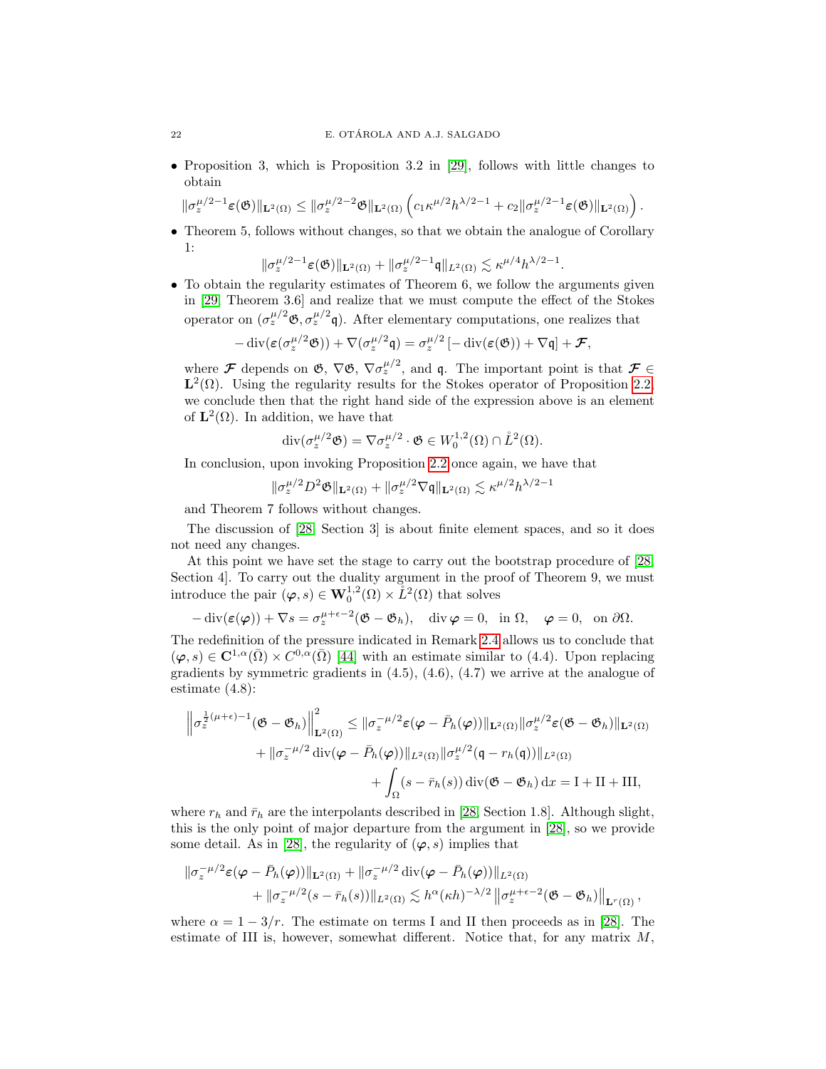- Proposition 3, which is Proposition 3.2 in [29], follows with little changes to obtain

$$\|\sigma_z^{\mu/2-1}\varepsilon(\mathfrak{G})\|_{\mathbf{L}^2(\Omega)} \leq \|\sigma_z^{\mu/2-2}\mathfrak{G}\|_{\mathbf{L}^2(\Omega)}\left(c_1\kappa^{\mu/2}h^{\lambda/2-1} + c_2\|\sigma_z^{\mu/2-1}\varepsilon(\mathfrak{G})\|_{\mathbf{L}^2(\Omega)}\right).$$

- Theorem 5, follows without changes, so that we obtain the analogue of Corollary 1:

$$\|\sigma_z^{\mu/2-1}\varepsilon(\mathfrak{G})\|_{\mathbf{L}^2(\Omega)} + \|\sigma_z^{\mu/2-1}\mathfrak{q}\|_{L^2(\Omega)} \lesssim \kappa^{\mu/4}h^{\lambda/2-1}.$$

- To obtain the regularity estimates of Theorem 6, we follow the arguments given in [29, Theorem 3.6] and realize that we must compute the effect of the Stokes operator on $(\sigma_z^{\mu/2}\mathfrak{G}, \sigma_z^{\mu/2}\mathfrak{q})$. After elementary computations, one realizes that

$$-\operatorname{div}(\varepsilon(\sigma_z^{\mu/2}\mathfrak{G})) + \nabla(\sigma_z^{\mu/2}\mathfrak{q}) = \sigma_z^{\mu/2}\left[-\operatorname{div}(\varepsilon(\mathfrak{G})) + \nabla\mathfrak{q}\right] + \boldsymbol{\mathcal{F}},$$

where $\boldsymbol{\mathcal{F}}$ depends on $\mathfrak{G}$, $\nabla\mathfrak{G}$, $\nabla\sigma_z^{\mu/2}$, and $\mathfrak{q}$. The important point is that $\boldsymbol{\mathcal{F}} \in \mathbf{L}^2(\Omega)$. Using the regularity results for the Stokes operator of Proposition 2.2 we conclude then that the right hand side of the expression above is an element of $\mathbf{L}^2(\Omega)$. In addition, we have that

$$\operatorname{div}(\sigma_z^{\mu/2}\mathfrak{G}) = \nabla\sigma_z^{\mu/2}\cdot\mathfrak{G} \in W_0^{1,2}(\Omega)\cap \mathring{L}^2(\Omega).$$

In conclusion, upon invoking Proposition 2.2 once again, we have that

$$\|\sigma_z^{\mu/2}D^2\mathfrak{G}\|_{\mathbf{L}^2(\Omega)} + \|\sigma_z^{\mu/2}\nabla\mathfrak{q}\|_{\mathbf{L}^2(\Omega)} \lesssim \kappa^{\mu/2}h^{\lambda/2-1}$$

and Theorem 7 follows without changes.

The discussion of [28, Section 3] is about finite element spaces, and so it does not need any changes.

At this point we have set the stage to carry out the bootstrap procedure of [28, Section 4]. To carry out the duality argument in the proof of Theorem 9, we must introduce the pair $(\boldsymbol{\varphi}, s) \in \mathbf{W}_0^{1,2}(\Omega)\times \mathring{L}^2(\Omega)$ that solves

$$-\operatorname{div}(\varepsilon(\boldsymbol{\varphi})) + \nabla s = \sigma_z^{\mu+\epsilon-2}(\mathfrak{G}-\mathfrak{G}_h), \quad \operatorname{div}\boldsymbol{\varphi} = 0, \quad \text{in } \Omega, \quad \boldsymbol{\varphi} = 0, \quad \text{on } \partial\Omega.$$

The redefinition of the pressure indicated in Remark 2.4 allows us to conclude that $(\boldsymbol{\varphi}, s) \in \mathbf{C}^{1,\alpha}(\bar\Omega)\times C^{0,\alpha}(\bar\Omega)$ [44] with an estimate similar to (4.4). Upon replacing gradients by symmetric gradients in (4.5), (4.6), (4.7) we arrive at the analogue of estimate (4.8):

$$\begin{aligned}
\left\|\sigma_z^{\frac{1}{2}(\mu+\epsilon)-1}(\mathfrak{G}-\mathfrak{G}_h)\right\|^2_{\mathbf{L}^2(\Omega)} &\leq \|\sigma_z^{-\mu/2}\varepsilon(\boldsymbol{\varphi}-\bar P_h(\boldsymbol{\varphi}))\|_{\mathbf{L}^2(\Omega)}\|\sigma_z^{\mu/2}\varepsilon(\mathfrak{G}-\mathfrak{G}_h)\|_{\mathbf{L}^2(\Omega)} \\
&\quad + \|\sigma_z^{-\mu/2}\operatorname{div}(\boldsymbol{\varphi}-\bar P_h(\boldsymbol{\varphi}))\|_{L^2(\Omega)}\|\sigma_z^{\mu/2}(\mathfrak{q}-r_h(\mathfrak{q}))\|_{L^2(\Omega)} \\
&\quad + \int_\Omega (s-\bar r_h(s))\operatorname{div}(\mathfrak{G}-\mathfrak{G}_h)\,\mathrm{d}x = \mathrm{I}+\mathrm{II}+\mathrm{III},
\end{aligned}$$

where $r_h$ and $\bar r_h$ are the interpolants described in [28, Section 1.8]. Although slight, this is the only point of major departure from the argument in [28], so we provide some detail. As in [28], the regularity of $(\boldsymbol{\varphi}, s)$ implies that

$$\begin{aligned}
\|\sigma_z^{-\mu/2}\varepsilon(\boldsymbol{\varphi}-\bar P_h(\boldsymbol{\varphi}))\|_{\mathbf{L}^2(\Omega)} &+ \|\sigma_z^{-\mu/2}\operatorname{div}(\boldsymbol{\varphi}-\bar P_h(\boldsymbol{\varphi}))\|_{L^2(\Omega)} \\
&+ \|\sigma_z^{-\mu/2}(s-\bar r_h(s))\|_{L^2(\Omega)} \lesssim h^\alpha(\kappa h)^{-\lambda/2}\left\|\sigma_z^{\mu+\epsilon-2}(\mathfrak{G}-\mathfrak{G}_h)\right\|_{\mathbf{L}^r(\Omega)},
\end{aligned}$$

where $\alpha = 1-3/r$. The estimate on terms I and II then proceeds as in [28]. The estimate of III is, however, somewhat different. Notice that, for any matrix $M$,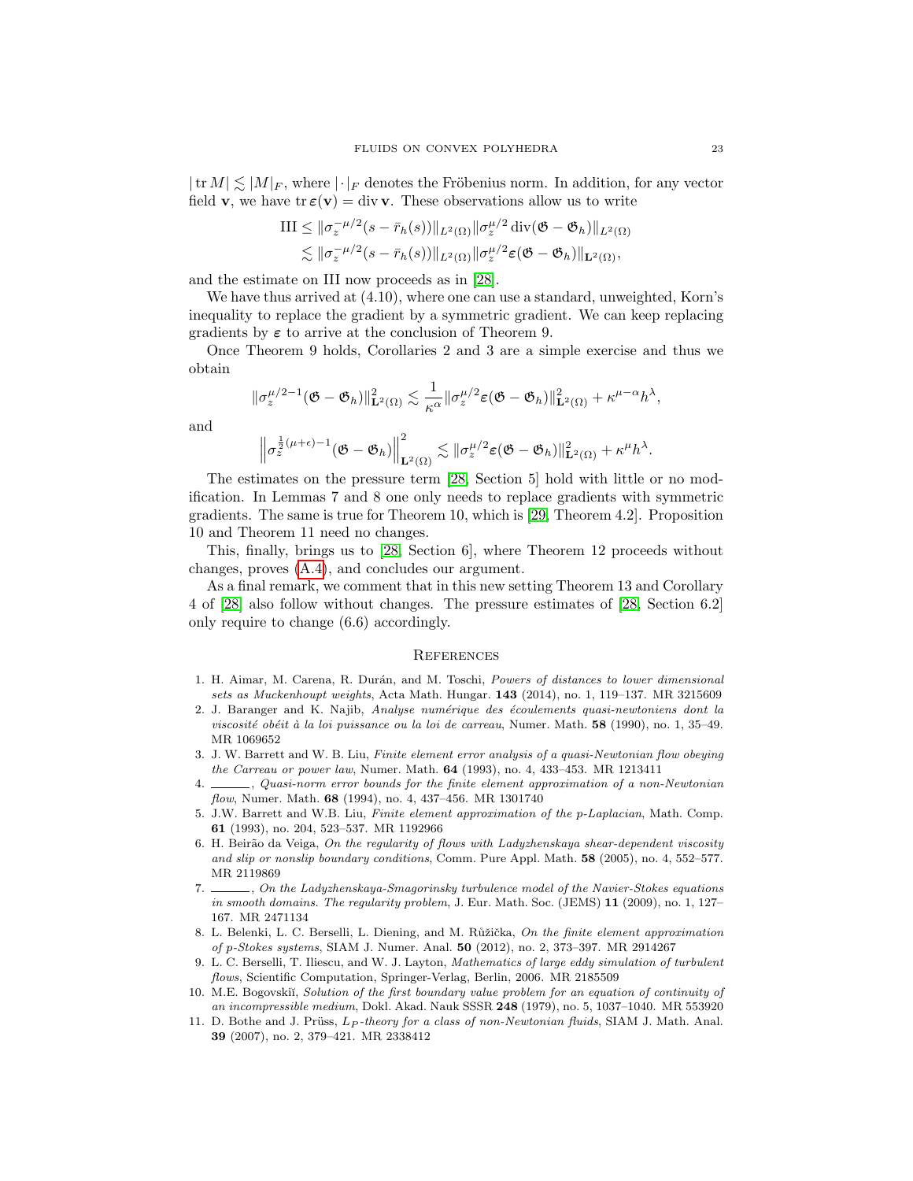$|\operatorname{tr} M| \lesssim |M|_F$, where $|\cdot|_F$ denotes the Fröbenius norm. In addition, for any vector field $\mathbf{v}$, we have $\operatorname{tr} \boldsymbol{\varepsilon}(\mathbf{v}) = \operatorname{div} \mathbf{v}$. These observations allow us to write

$$
\begin{aligned}
\mathrm{III} &\leq \|\sigma_z^{-\mu/2}(s - \bar{r}_h(s))\|_{L^2(\Omega)} \|\sigma_z^{\mu/2} \operatorname{div}(\mathfrak{G} - \mathfrak{G}_h)\|_{L^2(\Omega)} \\
&\lesssim \|\sigma_z^{-\mu/2}(s - \bar{r}_h(s))\|_{L^2(\Omega)} \|\sigma_z^{\mu/2} \boldsymbol{\varepsilon}(\mathfrak{G} - \mathfrak{G}_h)\|_{\mathbf{L}^2(\Omega)},
\end{aligned}
$$

and the estimate on III now proceeds as in [28].

We have thus arrived at (4.10), where one can use a standard, unweighted, Korn's inequality to replace the gradient by a symmetric gradient. We can keep replacing gradients by $\boldsymbol{\varepsilon}$ to arrive at the conclusion of Theorem 9.

Once Theorem 9 holds, Corollaries 2 and 3 are a simple exercise and thus we obtain

$$
\|\sigma_z^{\mu/2-1}(\mathfrak{G} - \mathfrak{G}_h)\|_{\mathbf{L}^2(\Omega)}^2 \lesssim \frac{1}{\kappa^\alpha} \|\sigma_z^{\mu/2} \boldsymbol{\varepsilon}(\mathfrak{G} - \mathfrak{G}_h)\|_{\mathbf{L}^2(\Omega)}^2 + \kappa^{\mu-\alpha} h^\lambda,
$$

and

$$
\left\|\sigma_z^{\frac{1}{2}(\mu+\epsilon)-1}(\mathfrak{G} - \mathfrak{G}_h)\right\|_{\mathbf{L}^2(\Omega)}^2 \lesssim \|\sigma_z^{\mu/2} \boldsymbol{\varepsilon}(\mathfrak{G} - \mathfrak{G}_h)\|_{\mathbf{L}^2(\Omega)}^2 + \kappa^\mu h^\lambda.
$$

The estimates on the pressure term [28, Section 5] hold with little or no modification. In Lemmas 7 and 8 one only needs to replace gradients with symmetric gradients. The same is true for Theorem 10, which is [29, Theorem 4.2]. Proposition 10 and Theorem 11 need no changes.

This, finally, brings us to [28, Section 6], where Theorem 12 proceeds without changes, proves (A.4), and concludes our argument.

As a final remark, we comment that in this new setting Theorem 13 and Corollary 4 of [28] also follow without changes. The pressure estimates of [28, Section 6.2] only require to change (6.6) accordingly.

## References

1. H. Aimar, M. Carena, R. Durán, and M. Toschi, *Powers of distances to lower dimensional sets as Muckenhoupt weights*, Acta Math. Hungar. **143** (2014), no. 1, 119–137. MR 3215609
2. J. Baranger and K. Najib, *Analyse numérique des écoulements quasi-newtoniens dont la viscosité obéit à la loi puissance ou la loi de carreau*, Numer. Math. **58** (1990), no. 1, 35–49. MR 1069652
3. J. W. Barrett and W. B. Liu, *Finite element error analysis of a quasi-Newtonian flow obeying the Carreau or power law*, Numer. Math. **64** (1993), no. 4, 433–453. MR 1213411
4. ______, *Quasi-norm error bounds for the finite element approximation of a non-Newtonian flow*, Numer. Math. **68** (1994), no. 4, 437–456. MR 1301740
5. J.W. Barrett and W.B. Liu, *Finite element approximation of the p-Laplacian*, Math. Comp. **61** (1993), no. 204, 523–537. MR 1192966
6. H. Beirão da Veiga, *On the regularity of flows with Ladyzhenskaya shear-dependent viscosity and slip or nonslip boundary conditions*, Comm. Pure Appl. Math. **58** (2005), no. 4, 552–577. MR 2119869
7. ______, *On the Ladyzhenskaya-Smagorinsky turbulence model of the Navier-Stokes equations in smooth domains. The regularity problem*, J. Eur. Math. Soc. (JEMS) **11** (2009), no. 1, 127–167. MR 2471134
8. L. Belenki, L. C. Berselli, L. Diening, and M. Růžička, *On the finite element approximation of p-Stokes systems*, SIAM J. Numer. Anal. **50** (2012), no. 2, 373–397. MR 2914267
9. L. C. Berselli, T. Iliescu, and W. J. Layton, *Mathematics of large eddy simulation of turbulent flows*, Scientific Computation, Springer-Verlag, Berlin, 2006. MR 2185509
10. M.E. Bogovskiĭ, *Solution of the first boundary value problem for an equation of continuity of an incompressible medium*, Dokl. Akad. Nauk SSSR **248** (1979), no. 5, 1037–1040. MR 553920
11. D. Bothe and J. Prüss, *$L_P$-theory for a class of non-Newtonian fluids*, SIAM J. Math. Anal. **39** (2007), no. 2, 379–421. MR 2338412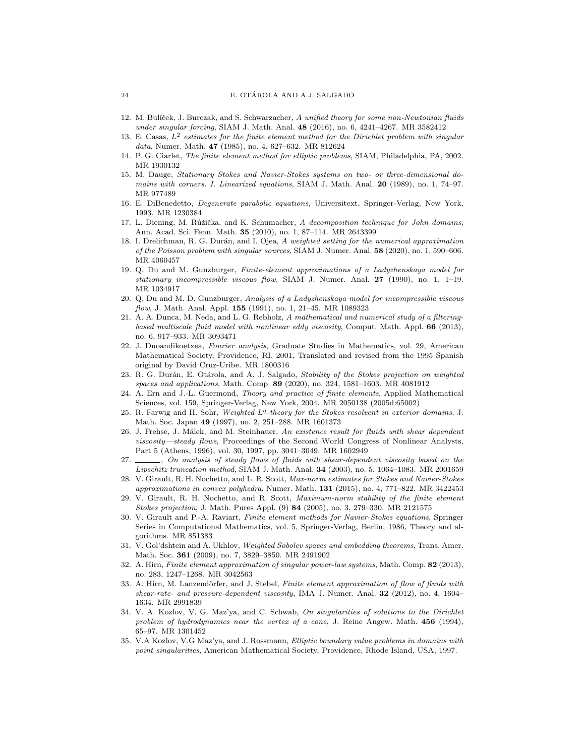12. M. Bulíček, J. Burczak, and S. Schwarzacher, *A unified theory for some non-Newtonian fluids under singular forcing*, SIAM J. Math. Anal. **48** (2016), no. 6, 4241–4267. MR 3582412
13. E. Casas, *$L^2$ estimates for the finite element method for the Dirichlet problem with singular data*, Numer. Math. **47** (1985), no. 4, 627–632. MR 812624
14. P. G. Ciarlet, *The finite element method for elliptic problems*, SIAM, Philadelphia, PA, 2002. MR 1930132
15. M. Dauge, *Stationary Stokes and Navier-Stokes systems on two- or three-dimensional domains with corners. I. Linearized equations*, SIAM J. Math. Anal. **20** (1989), no. 1, 74–97. MR 977489
16. E. DiBenedetto, *Degenerate parabolic equations*, Universitext, Springer-Verlag, New York, 1993. MR 1230384
17. L. Diening, M. Růžička, and K. Schumacher, *A decomposition technique for John domains*, Ann. Acad. Sci. Fenn. Math. **35** (2010), no. 1, 87–114. MR 2643399
18. I. Drelichman, R. G. Durán, and I. Ojea, *A weighted setting for the numerical approximation of the Poisson problem with singular sources*, SIAM J. Numer. Anal. **58** (2020), no. 1, 590–606. MR 4060457
19. Q. Du and M. Gunzburger, *Finite-element approximations of a Ladyzhenskaya model for stationary incompressible viscous flow*, SIAM J. Numer. Anal. **27** (1990), no. 1, 1–19. MR 1034917
20. Q. Du and M. D. Gunzburger, *Analysis of a Ladyzhenskaya model for incompressible viscous flow*, J. Math. Anal. Appl. **155** (1991), no. 1, 21–45. MR 1089323
21. A. A. Dunca, M. Neda, and L. G. Rebholz, *A mathematical and numerical study of a filtering-based multiscale fluid model with nonlinear eddy viscosity*, Comput. Math. Appl. **66** (2013), no. 6, 917–933. MR 3093471
22. J. Duoandikoetxea, *Fourier analysis*, Graduate Studies in Mathematics, vol. 29, American Mathematical Society, Providence, RI, 2001, Translated and revised from the 1995 Spanish original by David Cruz-Uribe. MR 1800316
23. R. G. Durán, E. Otárola, and A. J. Salgado, *Stability of the Stokes projection on weighted spaces and applications*, Math. Comp. **89** (2020), no. 324, 1581–1603. MR 4081912
24. A. Ern and J.-L. Guermond, *Theory and practice of finite elements*, Applied Mathematical Sciences, vol. 159, Springer-Verlag, New York, 2004. MR 2050138 (2005d:65002)
25. R. Farwig and H. Sohr, *Weighted $L^q$-theory for the Stokes resolvent in exterior domains*, J. Math. Soc. Japan **49** (1997), no. 2, 251–288. MR 1601373
26. J. Frehse, J. Málek, and M. Steinhauer, *An existence result for fluids with shear dependent viscosity—steady flows*, Proceedings of the Second World Congress of Nonlinear Analysts, Part 5 (Athens, 1996), vol. 30, 1997, pp. 3041–3049. MR 1602949
27. ______, *On analysis of steady flows of fluids with shear-dependent viscosity based on the Lipschitz truncation method*, SIAM J. Math. Anal. **34** (2003), no. 5, 1064–1083. MR 2001659
28. V. Girault, R. H. Nochetto, and L. R. Scott, *Max-norm estimates for Stokes and Navier-Stokes approximations in convex polyhedra*, Numer. Math. **131** (2015), no. 4, 771–822. MR 3422453
29. V. Girault, R. H. Nochetto, and R. Scott, *Maximum-norm stability of the finite element Stokes projection*, J. Math. Pures Appl. (9) **84** (2005), no. 3, 279–330. MR 2121575
30. V. Girault and P.-A. Raviart, *Finite element methods for Navier-Stokes equations*, Springer Series in Computational Mathematics, vol. 5, Springer-Verlag, Berlin, 1986, Theory and algorithms. MR 851383
31. V. Gol'dshtein and A. Ukhlov, *Weighted Sobolev spaces and embedding theorems*, Trans. Amer. Math. Soc. **361** (2009), no. 7, 3829–3850. MR 2491902
32. A. Hirn, *Finite element approximation of singular power-law systems*, Math. Comp. **82** (2013), no. 283, 1247–1268. MR 3042563
33. A. Hirn, M. Lanzendörfer, and J. Stebel, *Finite element approximation of flow of fluids with shear-rate- and pressure-dependent viscosity*, IMA J. Numer. Anal. **32** (2012), no. 4, 1604–1634. MR 2991839
34. V. A. Kozlov, V. G. Maz'ya, and C. Schwab, *On singularities of solutions to the Dirichlet problem of hydrodynamics near the vertex of a cone*, J. Reine Angew. Math. **456** (1994), 65–97. MR 1301452
35. V.A Kozlov, V.G Maz'ya, and J. Rossmann, *Elliptic boundary value problems in domains with point singularities*, American Mathematical Society, Providence, Rhode Island, USA, 1997.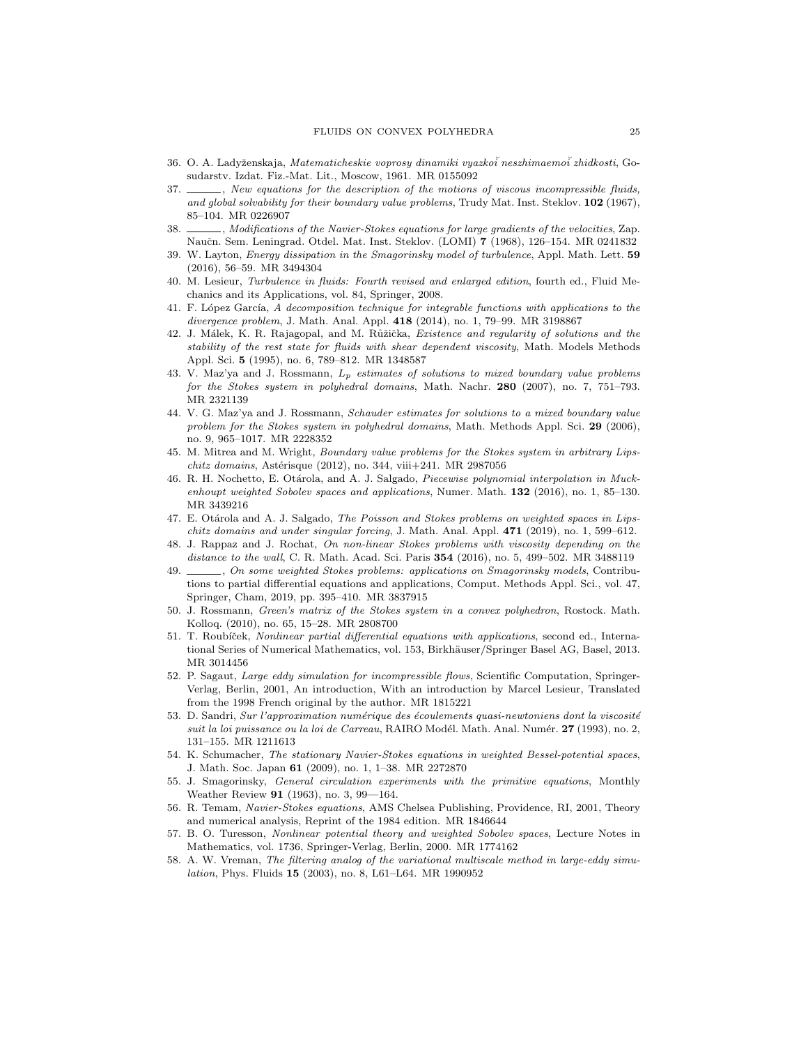36. O. A. Ladyženskaja, *Matematicheskie voprosy dinamiki vyazkoĭ neszhimaemoĭ zhidkosti*, Gosudarstv. Izdat. Fiz.-Mat. Lit., Moscow, 1961. MR 0155092
37. ______, *New equations for the description of the motions of viscous incompressible fluids, and global solvability for their boundary value problems*, Trudy Mat. Inst. Steklov. **102** (1967), 85–104. MR 0226907
38. ______, *Modifications of the Navier-Stokes equations for large gradients of the velocities*, Zap. Naučn. Sem. Leningrad. Otdel. Mat. Inst. Steklov. (LOMI) **7** (1968), 126–154. MR 0241832
39. W. Layton, *Energy dissipation in the Smagorinsky model of turbulence*, Appl. Math. Lett. **59** (2016), 56–59. MR 3494304
40. M. Lesieur, *Turbulence in fluids: Fourth revised and enlarged edition*, fourth ed., Fluid Mechanics and its Applications, vol. 84, Springer, 2008.
41. F. López García, *A decomposition technique for integrable functions with applications to the divergence problem*, J. Math. Anal. Appl. **418** (2014), no. 1, 79–99. MR 3198867
42. J. Málek, K. R. Rajagopal, and M. Růžička, *Existence and regularity of solutions and the stability of the rest state for fluids with shear dependent viscosity*, Math. Models Methods Appl. Sci. **5** (1995), no. 6, 789–812. MR 1348587
43. V. Maz'ya and J. Rossmann, *$L_p$ estimates of solutions to mixed boundary value problems for the Stokes system in polyhedral domains*, Math. Nachr. **280** (2007), no. 7, 751–793. MR 2321139
44. V. G. Maz'ya and J. Rossmann, *Schauder estimates for solutions to a mixed boundary value problem for the Stokes system in polyhedral domains*, Math. Methods Appl. Sci. **29** (2006), no. 9, 965–1017. MR 2228352
45. M. Mitrea and M. Wright, *Boundary value problems for the Stokes system in arbitrary Lipschitz domains*, Astérisque (2012), no. 344, viii+241. MR 2987056
46. R. H. Nochetto, E. Otárola, and A. J. Salgado, *Piecewise polynomial interpolation in Muckenhoupt weighted Sobolev spaces and applications*, Numer. Math. **132** (2016), no. 1, 85–130. MR 3439216
47. E. Otárola and A. J. Salgado, *The Poisson and Stokes problems on weighted spaces in Lipschitz domains and under singular forcing*, J. Math. Anal. Appl. **471** (2019), no. 1, 599–612.
48. J. Rappaz and J. Rochat, *On non-linear Stokes problems with viscosity depending on the distance to the wall*, C. R. Math. Acad. Sci. Paris **354** (2016), no. 5, 499–502. MR 3488119
49. ______, *On some weighted Stokes problems: applications on Smagorinsky models*, Contributions to partial differential equations and applications, Comput. Methods Appl. Sci., vol. 47, Springer, Cham, 2019, pp. 395–410. MR 3837915
50. J. Rossmann, *Green's matrix of the Stokes system in a convex polyhedron*, Rostock. Math. Kolloq. (2010), no. 65, 15–28. MR 2808700
51. T. Roubíček, *Nonlinear partial differential equations with applications*, second ed., International Series of Numerical Mathematics, vol. 153, Birkhäuser/Springer Basel AG, Basel, 2013. MR 3014456
52. P. Sagaut, *Large eddy simulation for incompressible flows*, Scientific Computation, Springer-Verlag, Berlin, 2001, An introduction, With an introduction by Marcel Lesieur, Translated from the 1998 French original by the author. MR 1815221
53. D. Sandri, *Sur l'approximation numérique des écoulements quasi-newtoniens dont la viscosité suit la loi puissance ou la loi de Carreau*, RAIRO Modél. Math. Anal. Numér. **27** (1993), no. 2, 131–155. MR 1211613
54. K. Schumacher, *The stationary Navier-Stokes equations in weighted Bessel-potential spaces*, J. Math. Soc. Japan **61** (2009), no. 1, 1–38. MR 2272870
55. J. Smagorinsky, *General circulation experiments with the primitive equations*, Monthly Weather Review **91** (1963), no. 3, 99—164.
56. R. Temam, *Navier-Stokes equations*, AMS Chelsea Publishing, Providence, RI, 2001, Theory and numerical analysis, Reprint of the 1984 edition. MR 1846644
57. B. O. Turesson, *Nonlinear potential theory and weighted Sobolev spaces*, Lecture Notes in Mathematics, vol. 1736, Springer-Verlag, Berlin, 2000. MR 1774162
58. A. W. Vreman, *The filtering analog of the variational multiscale method in large-eddy simulation*, Phys. Fluids **15** (2003), no. 8, L61–L64. MR 1990952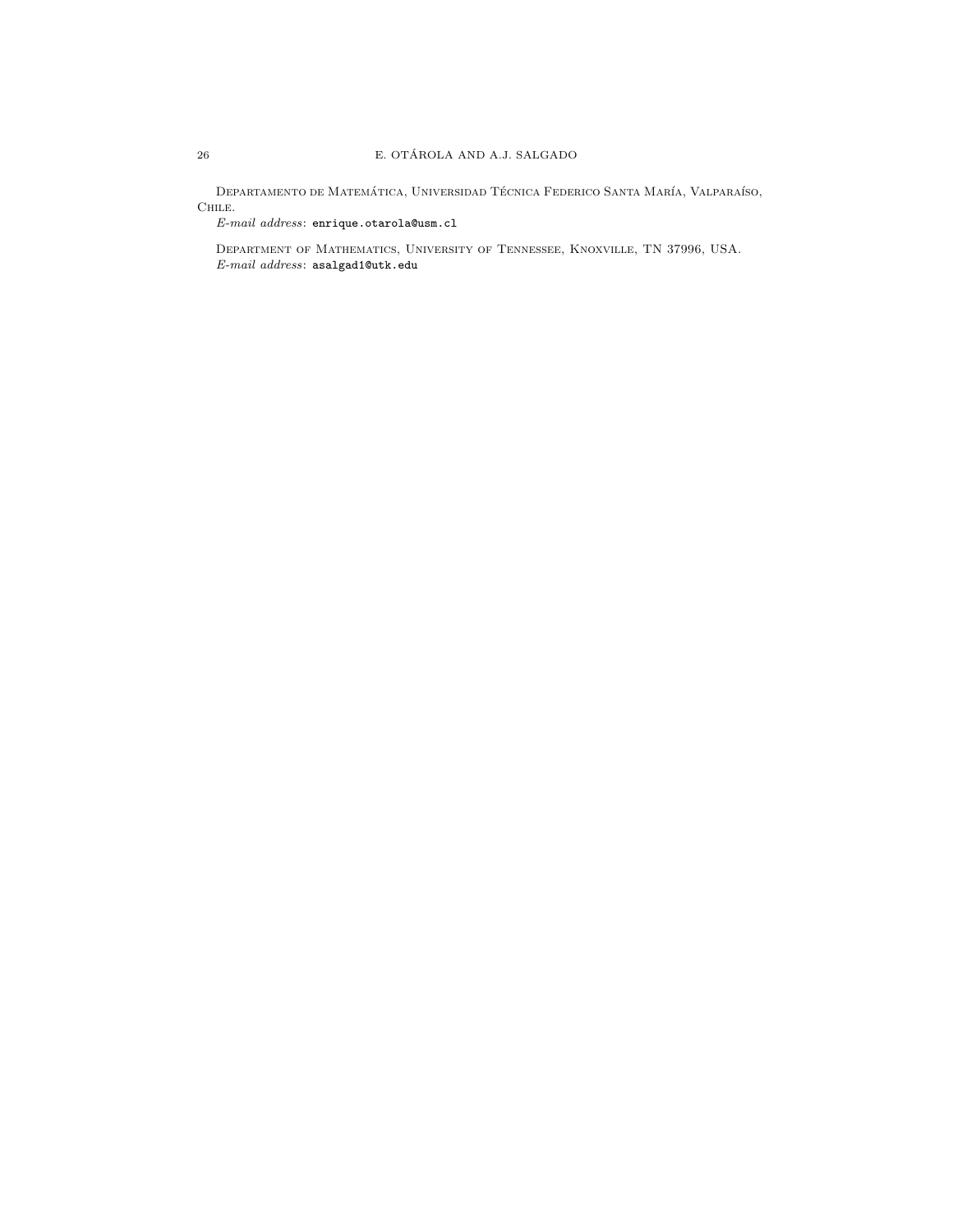Departamento de Matemática, Universidad Técnica Federico Santa María, Valparaíso, Chile.

*E-mail address*: enrique.otarola@usm.cl

Department of Mathematics, University of Tennessee, Knoxville, TN 37996, USA.

*E-mail address*: asalgad1@utk.edu